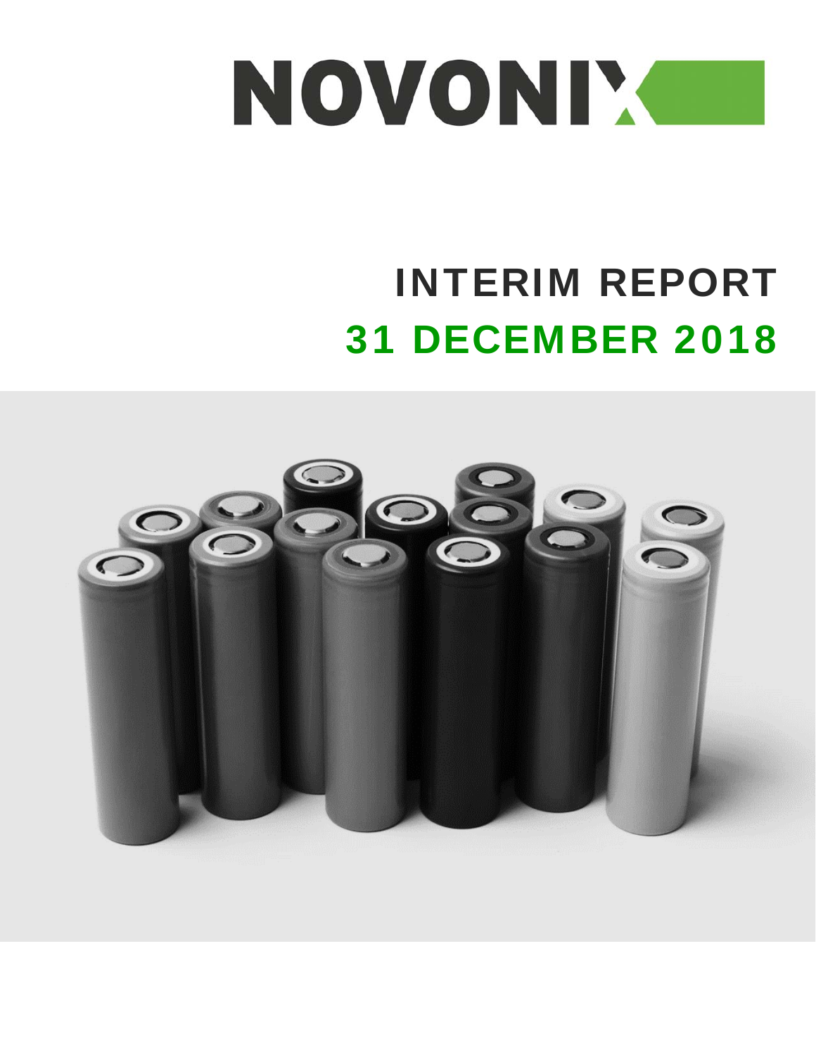# NOVONIX

# INTERIM REPORT

# 31 DECEMBER 2018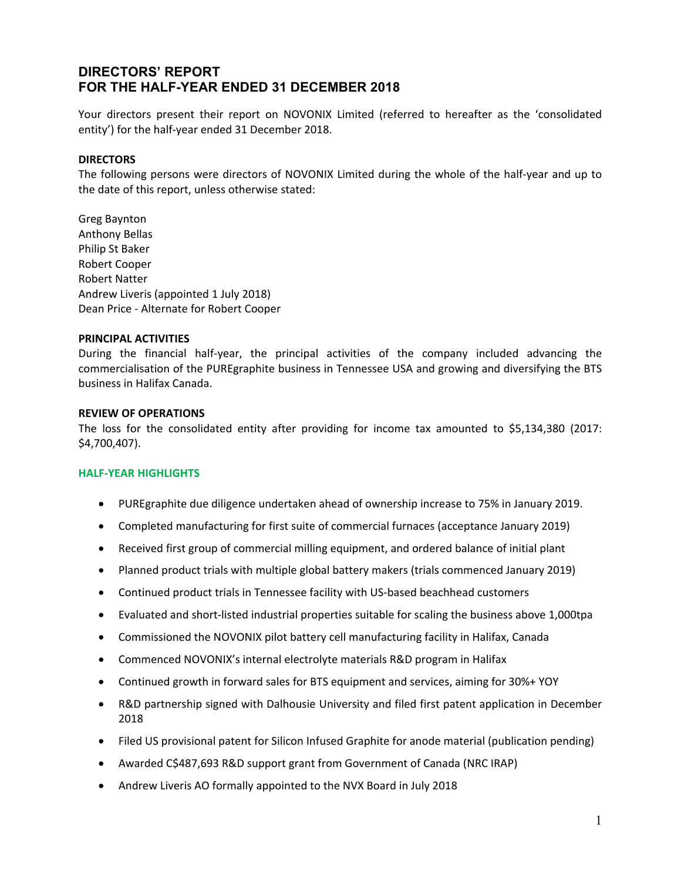# DIRECTORS' REPORT
# FOR THE HALF-YEAR ENDED 31 DECEMBER 2018

Your directors present their report on NOVONIX Limited (referred to hereafter as the 'consolidated entity') for the half-year ended 31 December 2018.

**DIRECTORS**

The following persons were directors of NOVONIX Limited during the whole of the half-year and up to the date of this report, unless otherwise stated:

Greg Baynton
Anthony Bellas
Philip St Baker
Robert Cooper
Robert Natter
Andrew Liveris (appointed 1 July 2018)
Dean Price - Alternate for Robert Cooper

**PRINCIPAL ACTIVITIES**

During the financial half-year, the principal activities of the company included advancing the commercialisation of the PUREgraphite business in Tennessee USA and growing and diversifying the BTS business in Halifax Canada.

**REVIEW OF OPERATIONS**

The loss for the consolidated entity after providing for income tax amounted to $5,134,380 (2017: $4,700,407).

**HALF-YEAR HIGHLIGHTS**

- PUREgraphite due diligence undertaken ahead of ownership increase to 75% in January 2019.
- Completed manufacturing for first suite of commercial furnaces (acceptance January 2019)
- Received first group of commercial milling equipment, and ordered balance of initial plant
- Planned product trials with multiple global battery makers (trials commenced January 2019)
- Continued product trials in Tennessee facility with US-based beachhead customers
- Evaluated and short-listed industrial properties suitable for scaling the business above 1,000tpa
- Commissioned the NOVONIX pilot battery cell manufacturing facility in Halifax, Canada
- Commenced NOVONIX's internal electrolyte materials R&D program in Halifax
- Continued growth in forward sales for BTS equipment and services, aiming for 30%+ YOY
- R&D partnership signed with Dalhousie University and filed first patent application in December 2018
- Filed US provisional patent for Silicon Infused Graphite for anode material (publication pending)
- Awarded C$487,693 R&D support grant from Government of Canada (NRC IRAP)
- Andrew Liveris AO formally appointed to the NVX Board in July 2018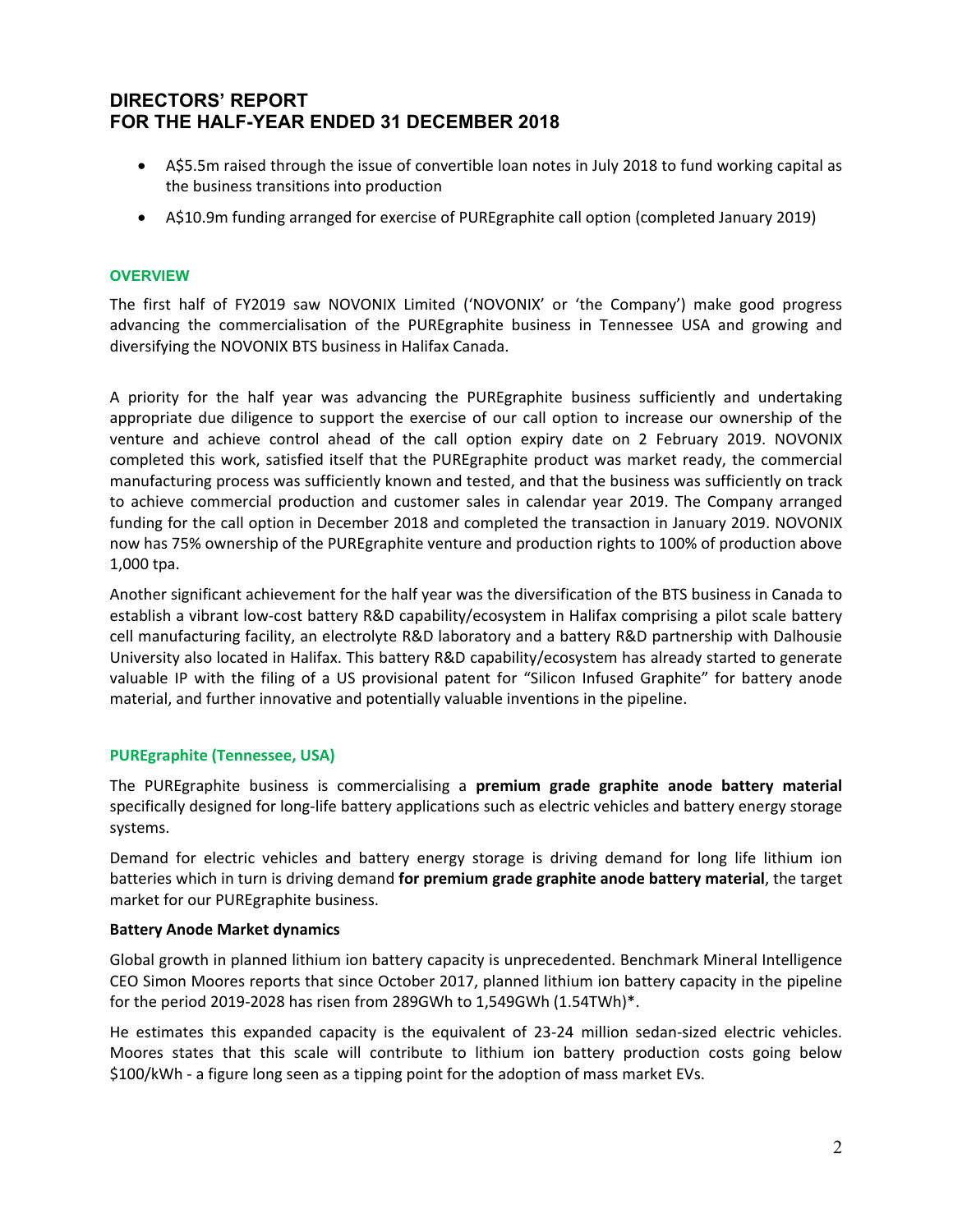# DIRECTORS' REPORT
# FOR THE HALF-YEAR ENDED 31 DECEMBER 2018

- A$5.5m raised through the issue of convertible loan notes in July 2018 to fund working capital as the business transitions into production
- A$10.9m funding arranged for exercise of PUREgraphite call option (completed January 2019)

## OVERVIEW

The first half of FY2019 saw NOVONIX Limited ('NOVONIX' or 'the Company') make good progress advancing the commercialisation of the PUREgraphite business in Tennessee USA and growing and diversifying the NOVONIX BTS business in Halifax Canada.

A priority for the half year was advancing the PUREgraphite business sufficiently and undertaking appropriate due diligence to support the exercise of our call option to increase our ownership of the venture and achieve control ahead of the call option expiry date on 2 February 2019. NOVONIX completed this work, satisfied itself that the PUREgraphite product was market ready, the commercial manufacturing process was sufficiently known and tested, and that the business was sufficiently on track to achieve commercial production and customer sales in calendar year 2019. The Company arranged funding for the call option in December 2018 and completed the transaction in January 2019. NOVONIX now has 75% ownership of the PUREgraphite venture and production rights to 100% of production above 1,000 tpa.

Another significant achievement for the half year was the diversification of the BTS business in Canada to establish a vibrant low-cost battery R&D capability/ecosystem in Halifax comprising a pilot scale battery cell manufacturing facility, an electrolyte R&D laboratory and a battery R&D partnership with Dalhousie University also located in Halifax. This battery R&D capability/ecosystem has already started to generate valuable IP with the filing of a US provisional patent for "Silicon Infused Graphite" for battery anode material, and further innovative and potentially valuable inventions in the pipeline.

## PUREgraphite (Tennessee, USA)

The PUREgraphite business is commercialising a **premium grade graphite anode battery material** specifically designed for long-life battery applications such as electric vehicles and battery energy storage systems.

Demand for electric vehicles and battery energy storage is driving demand for long life lithium ion batteries which in turn is driving demand **for premium grade graphite anode battery material**, the target market for our PUREgraphite business.

### Battery Anode Market dynamics

Global growth in planned lithium ion battery capacity is unprecedented. Benchmark Mineral Intelligence CEO Simon Moores reports that since October 2017, planned lithium ion battery capacity in the pipeline for the period 2019-2028 has risen from 289GWh to 1,549GWh (1.54TWh)*.

He estimates this expanded capacity is the equivalent of 23-24 million sedan-sized electric vehicles. Moores states that this scale will contribute to lithium ion battery production costs going below $100/kWh - a figure long seen as a tipping point for the adoption of mass market EVs.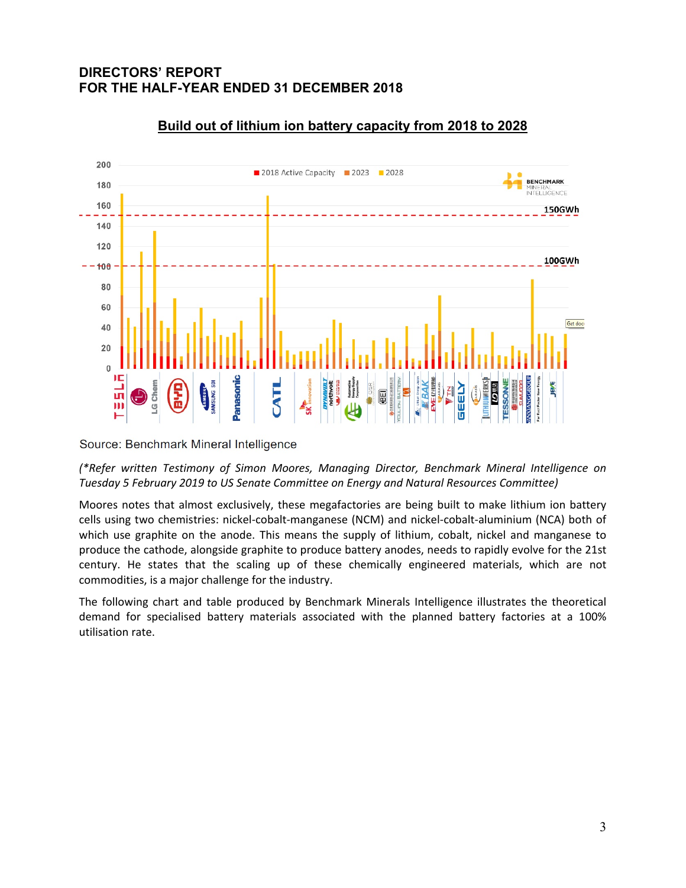# DIRECTORS' REPORT
# FOR THE HALF-YEAR ENDED 31 DECEMBER 2018

## Build out of lithium ion battery capacity from 2018 to 2028

Source: Benchmark Mineral Intelligence

*(\*Refer written Testimony of Simon Moores, Managing Director, Benchmark Mineral Intelligence on Tuesday 5 February 2019 to US Senate Committee on Energy and Natural Resources Committee)*

Moores notes that almost exclusively, these megafactories are being built to make lithium ion battery cells using two chemistries: nickel-cobalt-manganese (NCM) and nickel-cobalt-aluminium (NCA) both of which use graphite on the anode. This means the supply of lithium, cobalt, nickel and manganese to produce the cathode, alongside graphite to produce battery anodes, needs to rapidly evolve for the 21st century. He states that the scaling up of these chemically engineered materials, which are not commodities, is a major challenge for the industry.

The following chart and table produced by Benchmark Minerals Intelligence illustrates the theoretical demand for specialised battery materials associated with the planned battery factories at a 100% utilisation rate.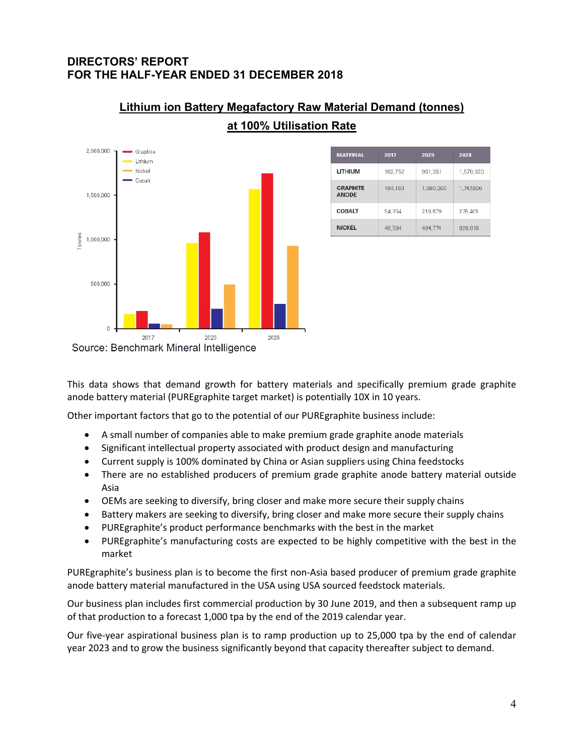# DIRECTORS' REPORT
# FOR THE HALF-YEAR ENDED 31 DECEMBER 2018

## Lithium ion Battery Megafactory Raw Material Demand (tonnes) at 100% Utilisation Rate

| MATERIAL | 2017 | 2023 | 2028 |
|---|---|---|---|
| LITHIUM | 162,752 | 961,351 | 1,570,020 |
| GRAPHITE ANODE | 194,160 | 1,080,360 | 1,747,800 |
| COBALT | 54,354 | 219,679 | 276,401 |
| NICKEL | 46,534 | 494,774 | 928,018 |

Source: Benchmark Mineral Intelligence

This data shows that demand growth for battery materials and specifically premium grade graphite anode battery material (PUREgraphite target market) is potentially 10X in 10 years.

Other important factors that go to the potential of our PUREgraphite business include:

- A small number of companies able to make premium grade graphite anode materials
- Significant intellectual property associated with product design and manufacturing
- Current supply is 100% dominated by China or Asian suppliers using China feedstocks
- There are no established producers of premium grade graphite anode battery material outside Asia
- OEMs are seeking to diversify, bring closer and make more secure their supply chains
- Battery makers are seeking to diversify, bring closer and make more secure their supply chains
- PUREgraphite's product performance benchmarks with the best in the market
- PUREgraphite's manufacturing costs are expected to be highly competitive with the best in the market

PUREgraphite's business plan is to become the first non-Asia based producer of premium grade graphite anode battery material manufactured in the USA using USA sourced feedstock materials.

Our business plan includes first commercial production by 30 June 2019, and then a subsequent ramp up of that production to a forecast 1,000 tpa by the end of the 2019 calendar year.

Our five-year aspirational business plan is to ramp production up to 25,000 tpa by the end of calendar year 2023 and to grow the business significantly beyond that capacity thereafter subject to demand.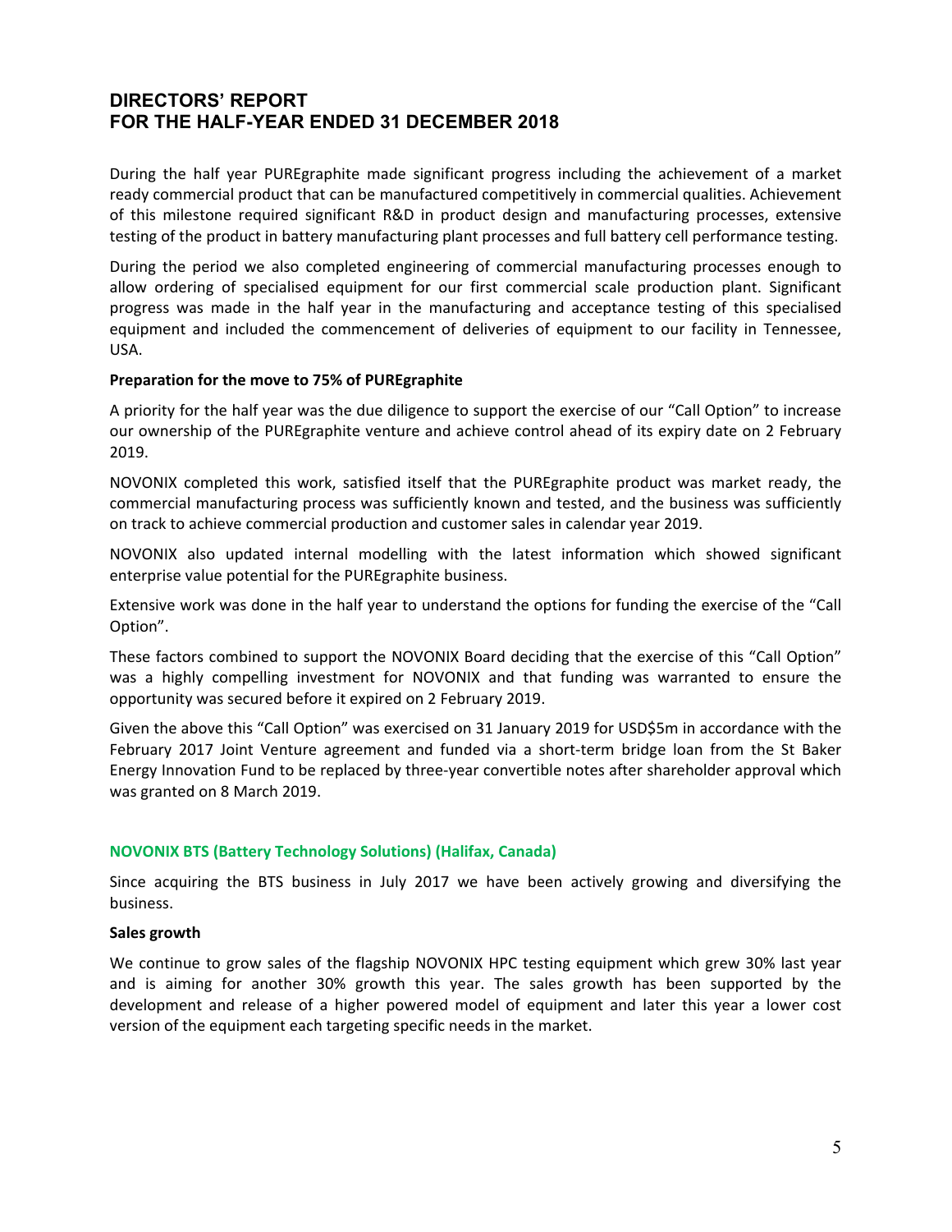# DIRECTORS' REPORT
# FOR THE HALF-YEAR ENDED 31 DECEMBER 2018

During the half year PUREgraphite made significant progress including the achievement of a market ready commercial product that can be manufactured competitively in commercial qualities. Achievement of this milestone required significant R&D in product design and manufacturing processes, extensive testing of the product in battery manufacturing plant processes and full battery cell performance testing.

During the period we also completed engineering of commercial manufacturing processes enough to allow ordering of specialised equipment for our first commercial scale production plant. Significant progress was made in the half year in the manufacturing and acceptance testing of this specialised equipment and included the commencement of deliveries of equipment to our facility in Tennessee, USA.

**Preparation for the move to 75% of PUREgraphite**

A priority for the half year was the due diligence to support the exercise of our "Call Option" to increase our ownership of the PUREgraphite venture and achieve control ahead of its expiry date on 2 February 2019.

NOVONIX completed this work, satisfied itself that the PUREgraphite product was market ready, the commercial manufacturing process was sufficiently known and tested, and the business was sufficiently on track to achieve commercial production and customer sales in calendar year 2019.

NOVONIX also updated internal modelling with the latest information which showed significant enterprise value potential for the PUREgraphite business.

Extensive work was done in the half year to understand the options for funding the exercise of the "Call Option".

These factors combined to support the NOVONIX Board deciding that the exercise of this "Call Option" was a highly compelling investment for NOVONIX and that funding was warranted to ensure the opportunity was secured before it expired on 2 February 2019.

Given the above this "Call Option" was exercised on 31 January 2019 for USD$5m in accordance with the February 2017 Joint Venture agreement and funded via a short-term bridge loan from the St Baker Energy Innovation Fund to be replaced by three-year convertible notes after shareholder approval which was granted on 8 March 2019.

## NOVONIX BTS (Battery Technology Solutions) (Halifax, Canada)

Since acquiring the BTS business in July 2017 we have been actively growing and diversifying the business.

**Sales growth**

We continue to grow sales of the flagship NOVONIX HPC testing equipment which grew 30% last year and is aiming for another 30% growth this year. The sales growth has been supported by the development and release of a higher powered model of equipment and later this year a lower cost version of the equipment each targeting specific needs in the market.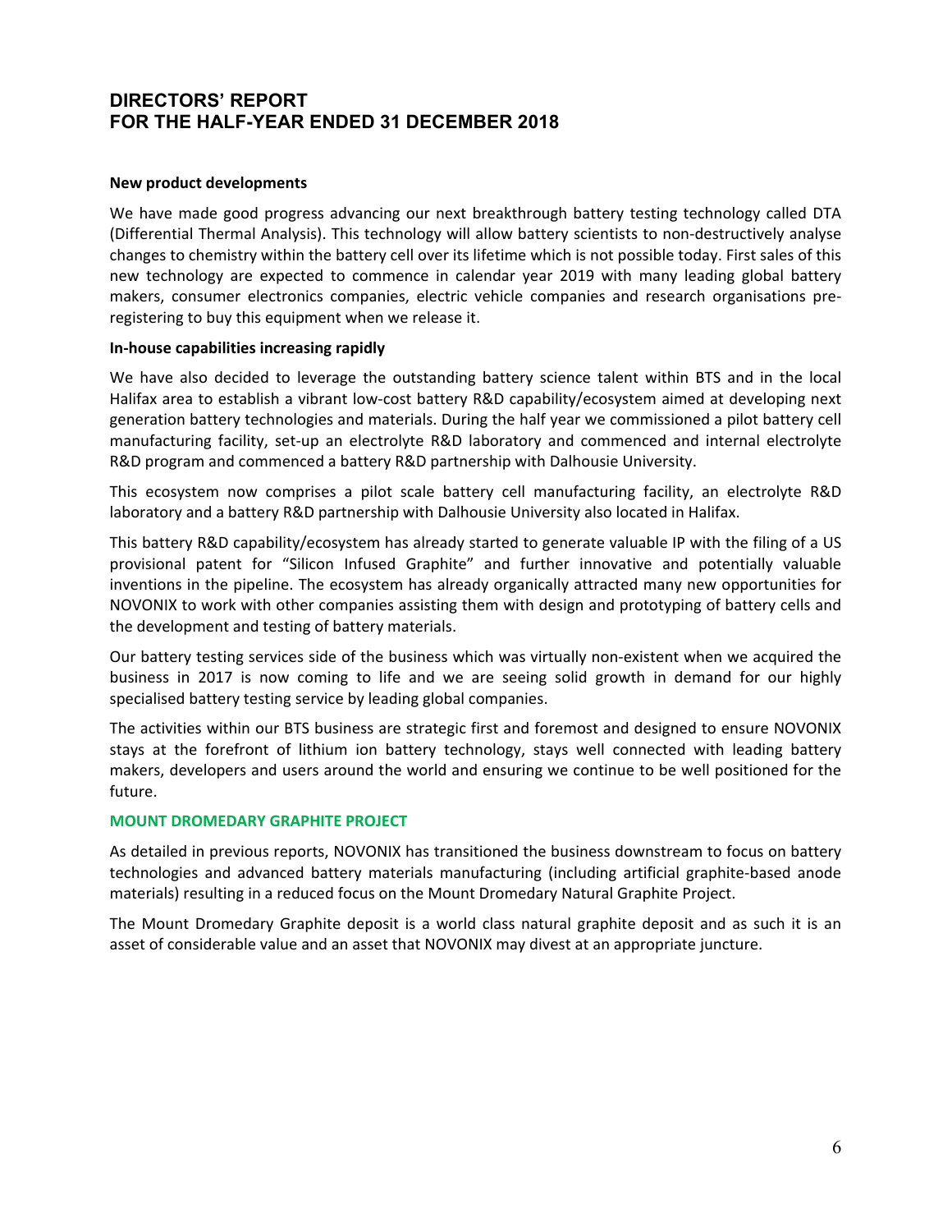# DIRECTORS' REPORT
# FOR THE HALF-YEAR ENDED 31 DECEMBER 2018

**New product developments**

We have made good progress advancing our next breakthrough battery testing technology called DTA (Differential Thermal Analysis). This technology will allow battery scientists to non-destructively analyse changes to chemistry within the battery cell over its lifetime which is not possible today. First sales of this new technology are expected to commence in calendar year 2019 with many leading global battery makers, consumer electronics companies, electric vehicle companies and research organisations pre-registering to buy this equipment when we release it.

**In-house capabilities increasing rapidly**

We have also decided to leverage the outstanding battery science talent within BTS and in the local Halifax area to establish a vibrant low-cost battery R&D capability/ecosystem aimed at developing next generation battery technologies and materials. During the half year we commissioned a pilot battery cell manufacturing facility, set-up an electrolyte R&D laboratory and commenced and internal electrolyte R&D program and commenced a battery R&D partnership with Dalhousie University.

This ecosystem now comprises a pilot scale battery cell manufacturing facility, an electrolyte R&D laboratory and a battery R&D partnership with Dalhousie University also located in Halifax.

This battery R&D capability/ecosystem has already started to generate valuable IP with the filing of a US provisional patent for "Silicon Infused Graphite" and further innovative and potentially valuable inventions in the pipeline. The ecosystem has already organically attracted many new opportunities for NOVONIX to work with other companies assisting them with design and prototyping of battery cells and the development and testing of battery materials.

Our battery testing services side of the business which was virtually non-existent when we acquired the business in 2017 is now coming to life and we are seeing solid growth in demand for our highly specialised battery testing service by leading global companies.

The activities within our BTS business are strategic first and foremost and designed to ensure NOVONIX stays at the forefront of lithium ion battery technology, stays well connected with leading battery makers, developers and users around the world and ensuring we continue to be well positioned for the future.

**MOUNT DROMEDARY GRAPHITE PROJECT**

As detailed in previous reports, NOVONIX has transitioned the business downstream to focus on battery technologies and advanced battery materials manufacturing (including artificial graphite-based anode materials) resulting in a reduced focus on the Mount Dromedary Natural Graphite Project.

The Mount Dromedary Graphite deposit is a world class natural graphite deposit and as such it is an asset of considerable value and an asset that NOVONIX may divest at an appropriate juncture.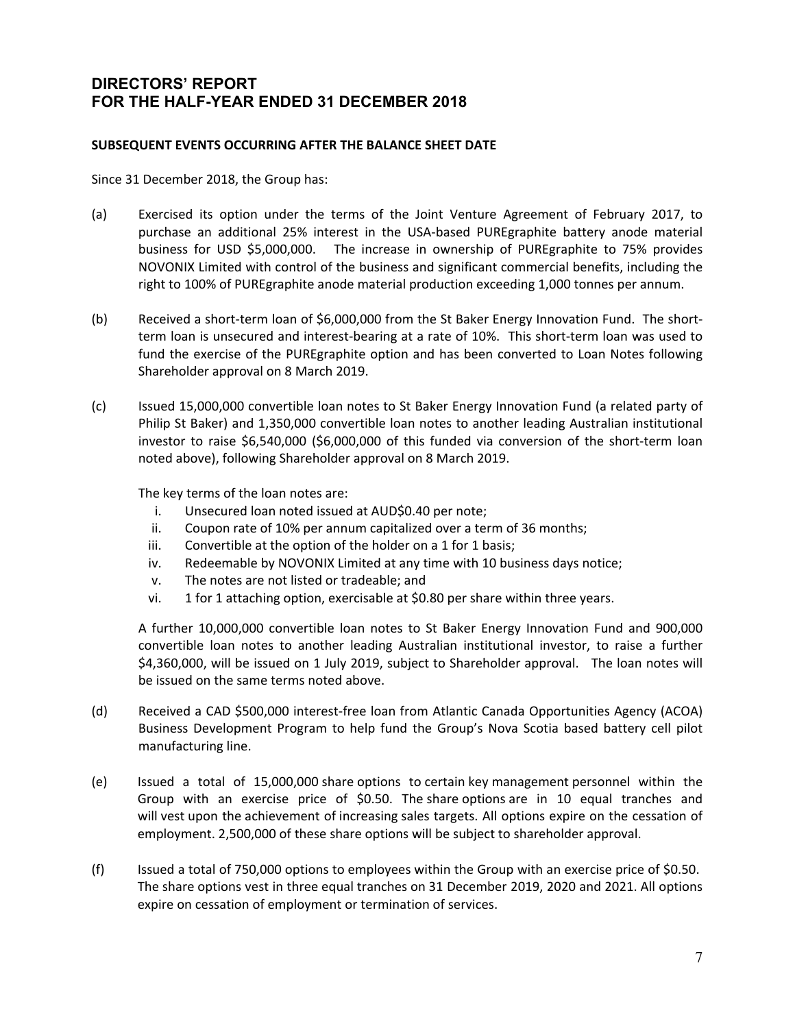# DIRECTORS' REPORT
# FOR THE HALF-YEAR ENDED 31 DECEMBER 2018

**SUBSEQUENT EVENTS OCCURRING AFTER THE BALANCE SHEET DATE**

Since 31 December 2018, the Group has:

(a) Exercised its option under the terms of the Joint Venture Agreement of February 2017, to purchase an additional 25% interest in the USA-based PUREgraphite battery anode material business for USD $5,000,000. The increase in ownership of PUREgraphite to 75% provides NOVONIX Limited with control of the business and significant commercial benefits, including the right to 100% of PUREgraphite anode material production exceeding 1,000 tonnes per annum.

(b) Received a short-term loan of $6,000,000 from the St Baker Energy Innovation Fund. The short-term loan is unsecured and interest-bearing at a rate of 10%. This short-term loan was used to fund the exercise of the PUREgraphite option and has been converted to Loan Notes following Shareholder approval on 8 March 2019.

(c) Issued 15,000,000 convertible loan notes to St Baker Energy Innovation Fund (a related party of Philip St Baker) and 1,350,000 convertible loan notes to another leading Australian institutional investor to raise $6,540,000 ($6,000,000 of this funded via conversion of the short-term loan noted above), following Shareholder approval on 8 March 2019.

The key terms of the loan notes are:

i. Unsecured loan noted issued at AUD$0.40 per note;
ii. Coupon rate of 10% per annum capitalized over a term of 36 months;
iii. Convertible at the option of the holder on a 1 for 1 basis;
iv. Redeemable by NOVONIX Limited at any time with 10 business days notice;
v. The notes are not listed or tradeable; and
vi. 1 for 1 attaching option, exercisable at $0.80 per share within three years.

A further 10,000,000 convertible loan notes to St Baker Energy Innovation Fund and 900,000 convertible loan notes to another leading Australian institutional investor, to raise a further $4,360,000, will be issued on 1 July 2019, subject to Shareholder approval. The loan notes will be issued on the same terms noted above.

(d) Received a CAD $500,000 interest-free loan from Atlantic Canada Opportunities Agency (ACOA) Business Development Program to help fund the Group's Nova Scotia based battery cell pilot manufacturing line.

(e) Issued a total of 15,000,000 share options to certain key management personnel within the Group with an exercise price of $0.50. The share options are in 10 equal tranches and will vest upon the achievement of increasing sales targets. All options expire on the cessation of employment. 2,500,000 of these share options will be subject to shareholder approval.

(f) Issued a total of 750,000 options to employees within the Group with an exercise price of $0.50. The share options vest in three equal tranches on 31 December 2019, 2020 and 2021. All options expire on cessation of employment or termination of services.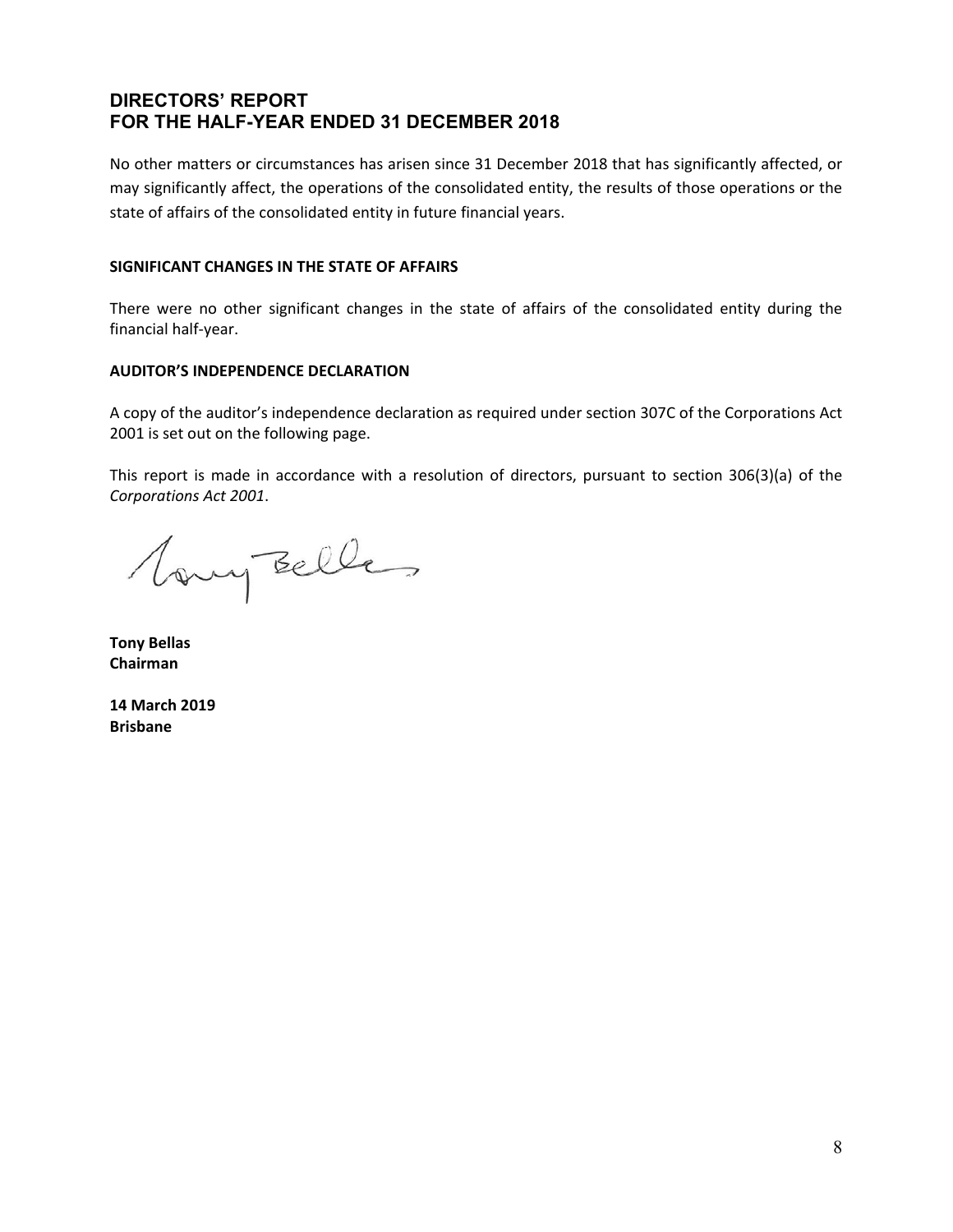## DIRECTORS' REPORT
## FOR THE HALF-YEAR ENDED 31 DECEMBER 2018

No other matters or circumstances has arisen since 31 December 2018 that has significantly affected, or may significantly affect, the operations of the consolidated entity, the results of those operations or the state of affairs of the consolidated entity in future financial years.

**SIGNIFICANT CHANGES IN THE STATE OF AFFAIRS**

There were no other significant changes in the state of affairs of the consolidated entity during the financial half-year.

**AUDITOR'S INDEPENDENCE DECLARATION**

A copy of the auditor's independence declaration as required under section 307C of the Corporations Act 2001 is set out on the following page.

This report is made in accordance with a resolution of directors, pursuant to section 306(3)(a) of the *Corporations Act 2001*.

**Tony Bellas**
**Chairman**

**14 March 2019**
**Brisbane**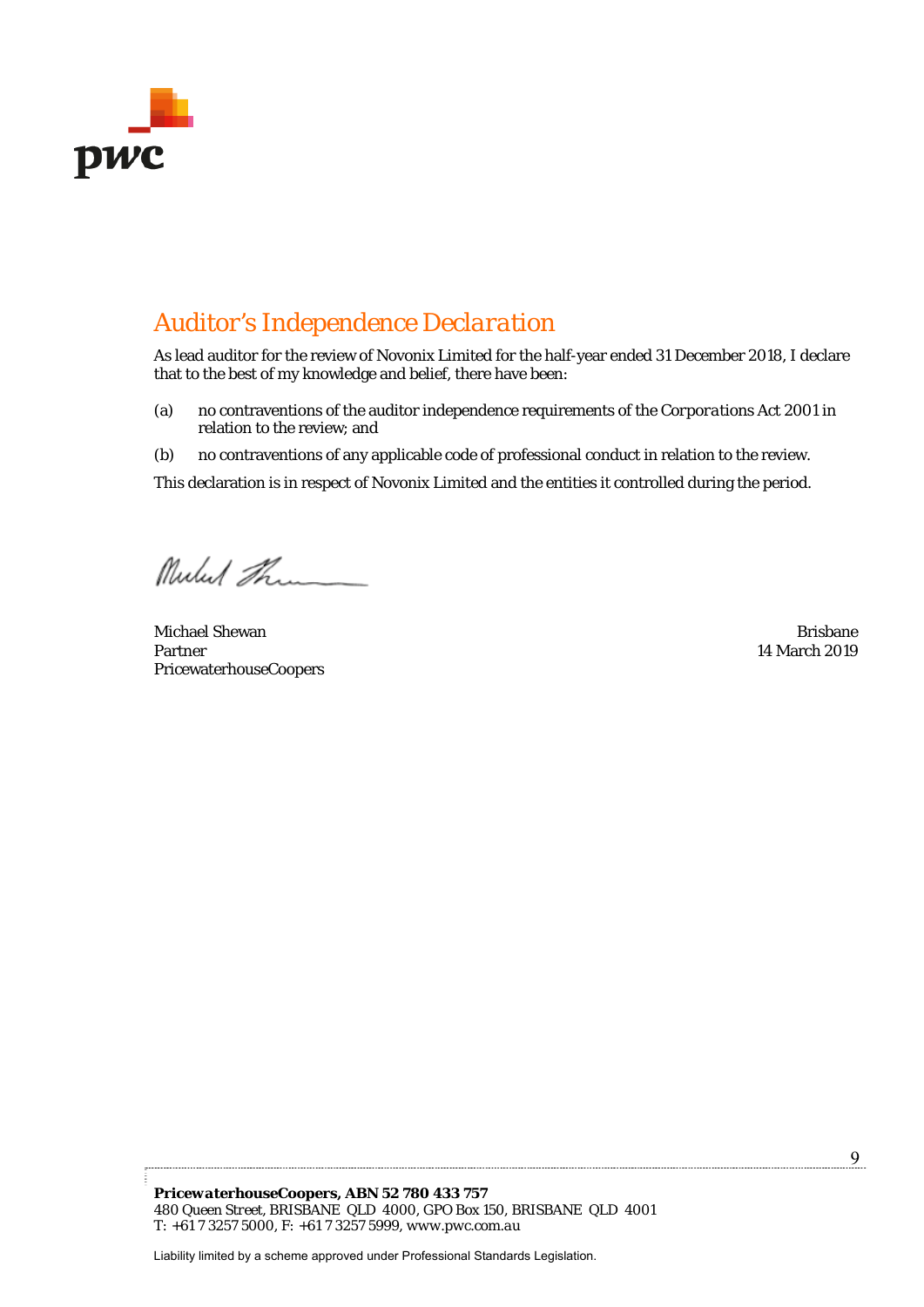# *Auditor's Independence Declaration*

As lead auditor for the review of Novonix Limited for the half-year ended 31 December 2018, I declare that to the best of my knowledge and belief, there have been:

(a) no contraventions of the auditor independence requirements of the *Corporations Act 2001* in relation to the review; and

(b) no contraventions of any applicable code of professional conduct in relation to the review.

This declaration is in respect of Novonix Limited and the entities it controlled during the period.

Michael Shewan
Partner
PricewaterhouseCoopers

Brisbane
14 March 2019

***PricewaterhouseCoopers, ABN 52 780 433 757***
480 Queen Street, BRISBANE QLD 4000, GPO Box 150, BRISBANE QLD 4001
T: +61 7 3257 5000, F: +61 7 3257 5999, www.pwc.com.au

Liability limited by a scheme approved under Professional Standards Legislation.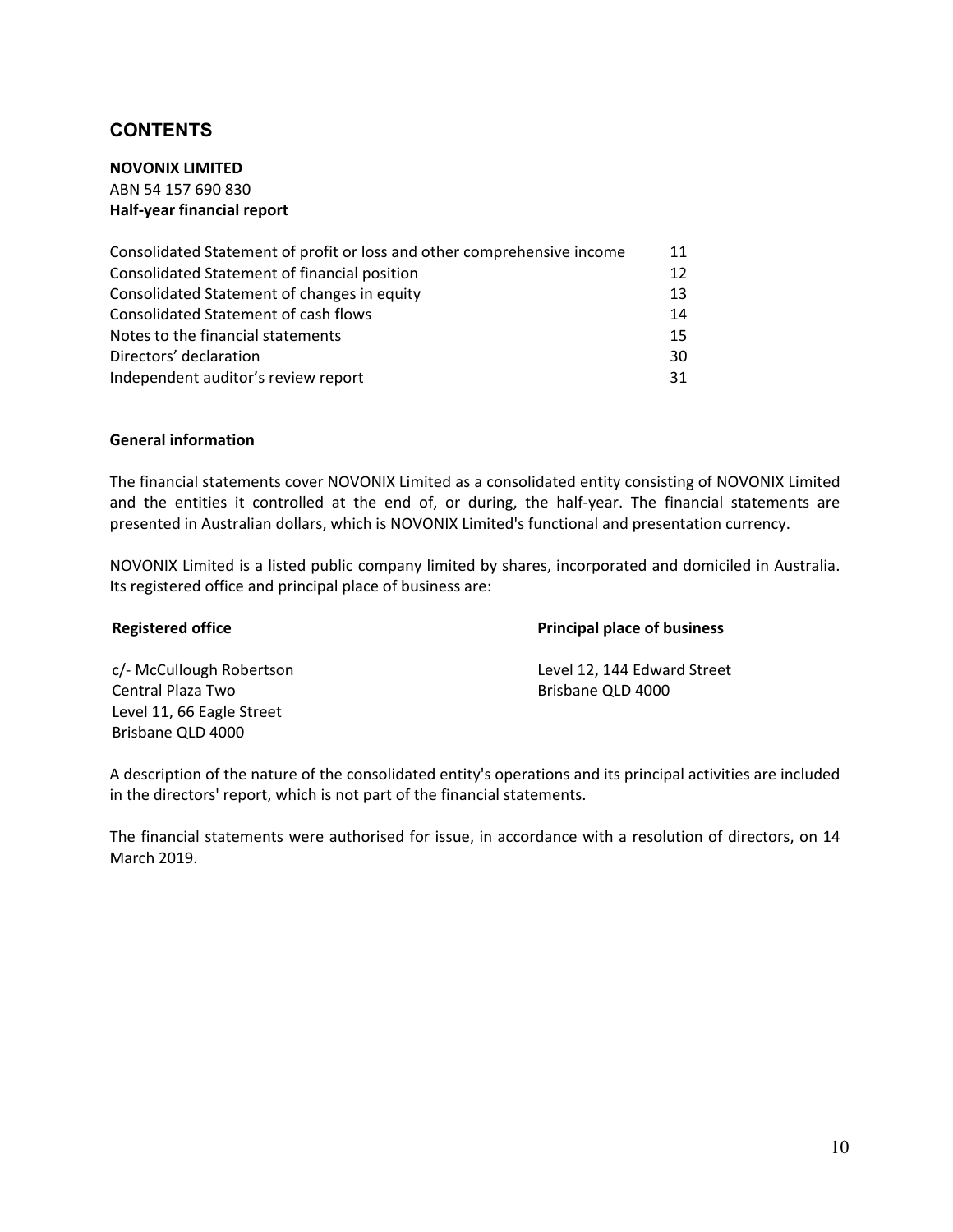## CONTENTS

**NOVONIX LIMITED**
ABN 54 157 690 830
**Half-year financial report**

| | |
|---|---|
| Consolidated Statement of profit or loss and other comprehensive income | 11 |
| Consolidated Statement of financial position | 12 |
| Consolidated Statement of changes in equity | 13 |
| Consolidated Statement of cash flows | 14 |
| Notes to the financial statements | 15 |
| Directors' declaration | 30 |
| Independent auditor's review report | 31 |

**General information**

The financial statements cover NOVONIX Limited as a consolidated entity consisting of NOVONIX Limited and the entities it controlled at the end of, or during, the half-year. The financial statements are presented in Australian dollars, which is NOVONIX Limited's functional and presentation currency.

NOVONIX Limited is a listed public company limited by shares, incorporated and domiciled in Australia. Its registered office and principal place of business are:

**Registered office**

c/- McCullough Robertson
Central Plaza Two
Level 11, 66 Eagle Street
Brisbane QLD 4000

**Principal place of business**

Level 12, 144 Edward Street
Brisbane QLD 4000

A description of the nature of the consolidated entity's operations and its principal activities are included in the directors' report, which is not part of the financial statements.

The financial statements were authorised for issue, in accordance with a resolution of directors, on 14 March 2019.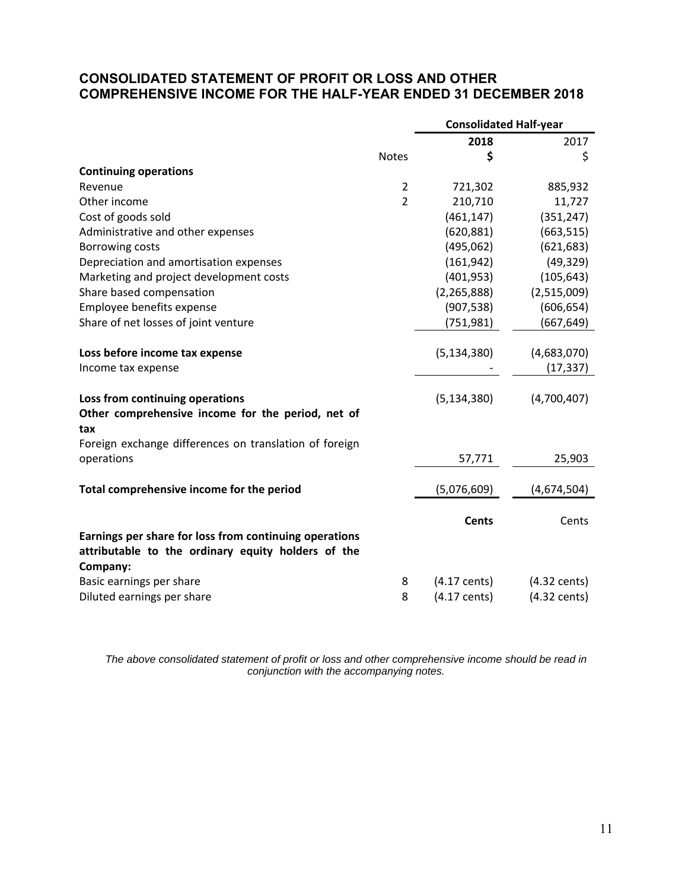# CONSOLIDATED STATEMENT OF PROFIT OR LOSS AND OTHER COMPREHENSIVE INCOME FOR THE HALF-YEAR ENDED 31 DECEMBER 2018

| | | Consolidated Half-year | |
|---|---|---|---|
| | | **2018** | 2017 |
| | Notes | **$** | $ |
| **Continuing operations** | | | |
| Revenue | 2 | 721,302 | 885,932 |
| Other income | 2 | 210,710 | 11,727 |
| Cost of goods sold | | (461,147) | (351,247) |
| Administrative and other expenses | | (620,881) | (663,515) |
| Borrowing costs | | (495,062) | (621,683) |
| Depreciation and amortisation expenses | | (161,942) | (49,329) |
| Marketing and project development costs | | (401,953) | (105,643) |
| Share based compensation | | (2,265,888) | (2,515,009) |
| Employee benefits expense | | (907,538) | (606,654) |
| Share of net losses of joint venture | | (751,981) | (667,649) |
| **Loss before income tax expense** | | (5,134,380) | (4,683,070) |
| Income tax expense | | - | (17,337) |
| **Loss from continuing operations** | | (5,134,380) | (4,700,407) |
| **Other comprehensive income for the period, net of tax** | | | |
| Foreign exchange differences on translation of foreign operations | | 57,771 | 25,903 |
| **Total comprehensive income for the period** | | (5,076,609) | (4,674,504) |
| | | **Cents** | Cents |
| **Earnings per share for loss from continuing operations attributable to the ordinary equity holders of the Company:** | | | |
| Basic earnings per share | 8 | (4.17 cents) | (4.32 cents) |
| Diluted earnings per share | 8 | (4.17 cents) | (4.32 cents) |

*The above consolidated statement of profit or loss and other comprehensive income should be read in conjunction with the accompanying notes.*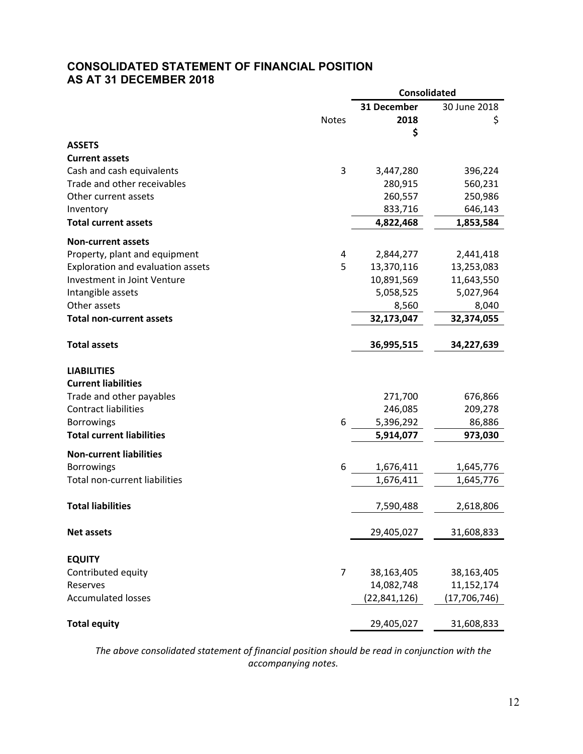## CONSOLIDATED STATEMENT OF FINANCIAL POSITION
## AS AT 31 DECEMBER 2018

| | Notes | Consolidated | |
|---|---|---|---|
| | | **31 December 2018** **$** | 30 June 2018 $ |
| **ASSETS** | | | |
| **Current assets** | | | |
| Cash and cash equivalents | 3 | 3,447,280 | 396,224 |
| Trade and other receivables | | 280,915 | 560,231 |
| Other current assets | | 260,557 | 250,986 |
| Inventory | | 833,716 | 646,143 |
| **Total current assets** | | **4,822,468** | **1,853,584** |
| **Non-current assets** | | | |
| Property, plant and equipment | 4 | 2,844,277 | 2,441,418 |
| Exploration and evaluation assets | 5 | 13,370,116 | 13,253,083 |
| Investment in Joint Venture | | 10,891,569 | 11,643,550 |
| Intangible assets | | 5,058,525 | 5,027,964 |
| Other assets | | 8,560 | 8,040 |
| **Total non-current assets** | | **32,173,047** | **32,374,055** |
| **Total assets** | | **36,995,515** | **34,227,639** |
| **LIABILITIES** | | | |
| **Current liabilities** | | | |
| Trade and other payables | | 271,700 | 676,866 |
| Contract liabilities | | 246,085 | 209,278 |
| Borrowings | 6 | 5,396,292 | 86,886 |
| **Total current liabilities** | | **5,914,077** | **973,030** |
| **Non-current liabilities** | | | |
| Borrowings | 6 | 1,676,411 | 1,645,776 |
| Total non-current liabilities | | 1,676,411 | 1,645,776 |
| **Total liabilities** | | 7,590,488 | 2,618,806 |
| **Net assets** | | 29,405,027 | 31,608,833 |
| **EQUITY** | | | |
| Contributed equity | 7 | 38,163,405 | 38,163,405 |
| Reserves | | 14,082,748 | 11,152,174 |
| Accumulated losses | | (22,841,126) | (17,706,746) |
| **Total equity** | | 29,405,027 | 31,608,833 |

*The above consolidated statement of financial position should be read in conjunction with the accompanying notes.*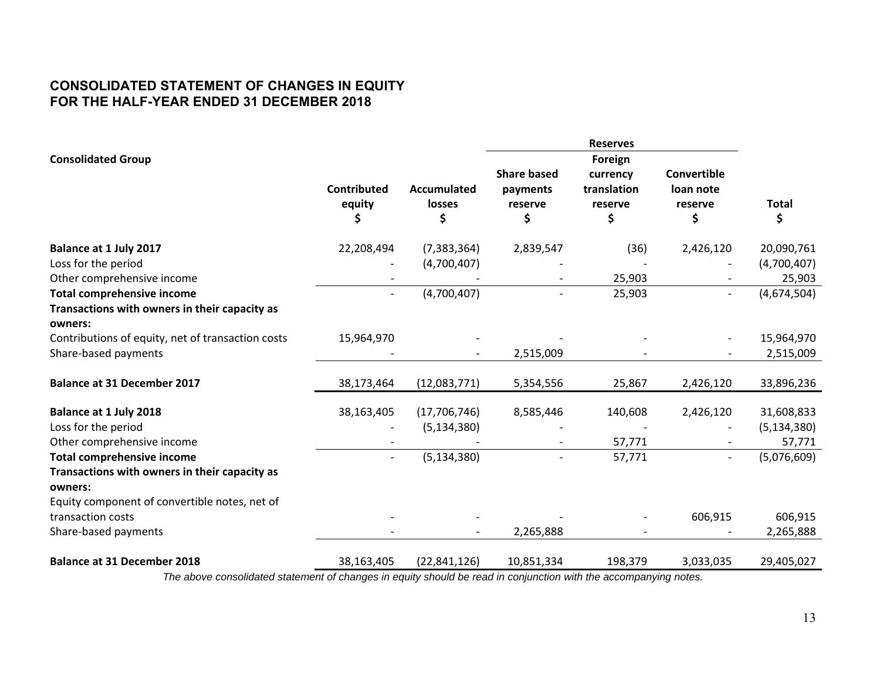# CONSOLIDATED STATEMENT OF CHANGES IN EQUITY
# FOR THE HALF-YEAR ENDED 31 DECEMBER 2018

| Consolidated Group | Contributed equity | Accumulated losses | Reserves | | | Total |
|---|---|---|---|---|---|---|
| | | | Share based payments reserve | Foreign currency translation reserve | Convertible loan note reserve | |
| | $ | $ | $ | $ | $ | $ |
| **Balance at 1 July 2017** | 22,208,494 | (7,383,364) | 2,839,547 | (36) | 2,426,120 | 20,090,761 |
| Loss for the period | - | (4,700,407) | - | - | - | (4,700,407) |
| Other comprehensive income | - | - | - | 25,903 | - | 25,903 |
| **Total comprehensive income** | - | (4,700,407) | - | 25,903 | - | (4,674,504) |
| **Transactions with owners in their capacity as owners:** | | | | | | |
| Contributions of equity, net of transaction costs | 15,964,970 | - | - | - | - | 15,964,970 |
| Share-based payments | - | - | 2,515,009 | - | - | 2,515,009 |
| **Balance at 31 December 2017** | 38,173,464 | (12,083,771) | 5,354,556 | 25,867 | 2,426,120 | 33,896,236 |
| **Balance at 1 July 2018** | 38,163,405 | (17,706,746) | 8,585,446 | 140,608 | 2,426,120 | 31,608,833 |
| Loss for the period | - | (5,134,380) | - | - | - | (5,134,380) |
| Other comprehensive income | - | - | - | 57,771 | - | 57,771 |
| **Total comprehensive income** | - | (5,134,380) | - | 57,771 | - | (5,076,609) |
| **Transactions with owners in their capacity as owners:** | | | | | | |
| Equity component of convertible notes, net of transaction costs | - | - | - | - | 606,915 | 606,915 |
| Share-based payments | - | - | 2,265,888 | - | - | 2,265,888 |
| **Balance at 31 December 2018** | 38,163,405 | (22,841,126) | 10,851,334 | 198,379 | 3,033,035 | 29,405,027 |

*The above consolidated statement of changes in equity should be read in conjunction with the accompanying notes.*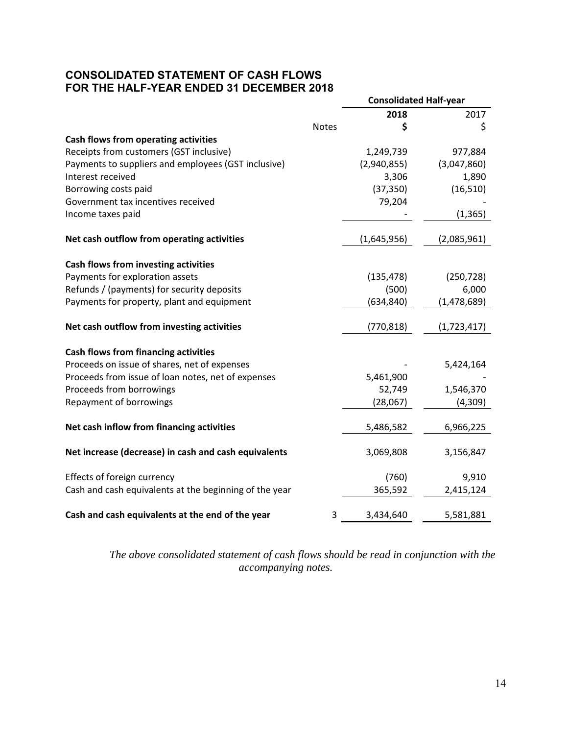# CONSOLIDATED STATEMENT OF CASH FLOWS
# FOR THE HALF-YEAR ENDED 31 DECEMBER 2018

| | | Consolidated Half-year | |
|---|---|---|---|
| | | **2018** | 2017 |
| | Notes | **$** | $ |
| **Cash flows from operating activities** | | | |
| Receipts from customers (GST inclusive) | | 1,249,739 | 977,884 |
| Payments to suppliers and employees (GST inclusive) | | (2,940,855) | (3,047,860) |
| Interest received | | 3,306 | 1,890 |
| Borrowing costs paid | | (37,350) | (16,510) |
| Government tax incentives received | | 79,204 | - |
| Income taxes paid | | - | (1,365) |
| **Net cash outflow from operating activities** | | (1,645,956) | (2,085,961) |
| **Cash flows from investing activities** | | | |
| Payments for exploration assets | | (135,478) | (250,728) |
| Refunds / (payments) for security deposits | | (500) | 6,000 |
| Payments for property, plant and equipment | | (634,840) | (1,478,689) |
| **Net cash outflow from investing activities** | | (770,818) | (1,723,417) |
| **Cash flows from financing activities** | | | |
| Proceeds on issue of shares, net of expenses | | - | 5,424,164 |
| Proceeds from issue of loan notes, net of expenses | | 5,461,900 | - |
| Proceeds from borrowings | | 52,749 | 1,546,370 |
| Repayment of borrowings | | (28,067) | (4,309) |
| **Net cash inflow from financing activities** | | 5,486,582 | 6,966,225 |
| **Net increase (decrease) in cash and cash equivalents** | | 3,069,808 | 3,156,847 |
| Effects of foreign currency | | (760) | 9,910 |
| Cash and cash equivalents at the beginning of the year | | 365,592 | 2,415,124 |
| **Cash and cash equivalents at the end of the year** | 3 | 3,434,640 | 5,581,881 |

*The above consolidated statement of cash flows should be read in conjunction with the accompanying notes.*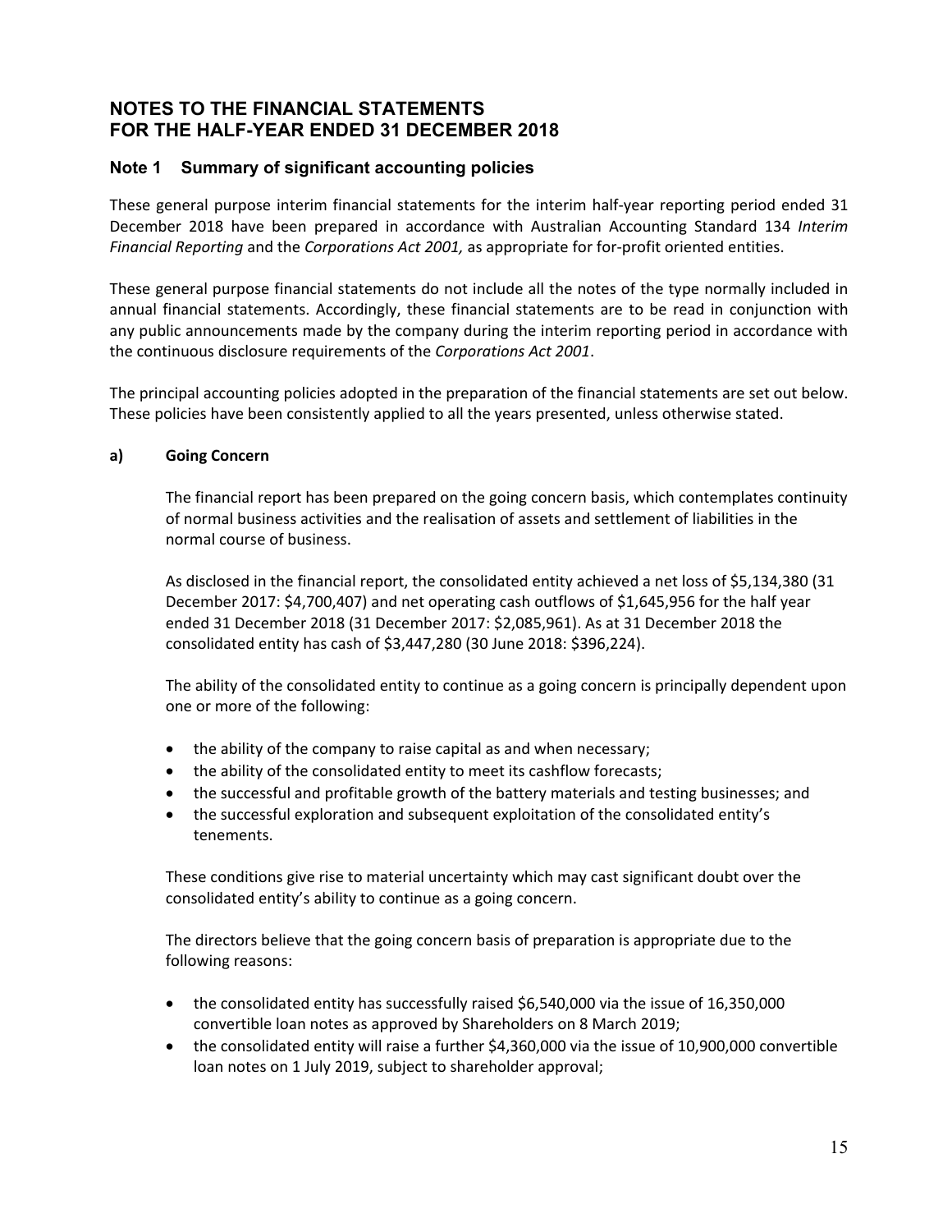# NOTES TO THE FINANCIAL STATEMENTS
# FOR THE HALF-YEAR ENDED 31 DECEMBER 2018

## Note 1 Summary of significant accounting policies

These general purpose interim financial statements for the interim half-year reporting period ended 31 December 2018 have been prepared in accordance with Australian Accounting Standard 134 *Interim Financial Reporting* and the *Corporations Act 2001,* as appropriate for for-profit oriented entities.

These general purpose financial statements do not include all the notes of the type normally included in annual financial statements. Accordingly, these financial statements are to be read in conjunction with any public announcements made by the company during the interim reporting period in accordance with the continuous disclosure requirements of the *Corporations Act 2001*.

The principal accounting policies adopted in the preparation of the financial statements are set out below. These policies have been consistently applied to all the years presented, unless otherwise stated.

### a) Going Concern

The financial report has been prepared on the going concern basis, which contemplates continuity of normal business activities and the realisation of assets and settlement of liabilities in the normal course of business.

As disclosed in the financial report, the consolidated entity achieved a net loss of $5,134,380 (31 December 2017: $4,700,407) and net operating cash outflows of $1,645,956 for the half year ended 31 December 2018 (31 December 2017: $2,085,961). As at 31 December 2018 the consolidated entity has cash of $3,447,280 (30 June 2018: $396,224).

The ability of the consolidated entity to continue as a going concern is principally dependent upon one or more of the following:

- the ability of the company to raise capital as and when necessary;
- the ability of the consolidated entity to meet its cashflow forecasts;
- the successful and profitable growth of the battery materials and testing businesses; and
- the successful exploration and subsequent exploitation of the consolidated entity's tenements.

These conditions give rise to material uncertainty which may cast significant doubt over the consolidated entity's ability to continue as a going concern.

The directors believe that the going concern basis of preparation is appropriate due to the following reasons:

- the consolidated entity has successfully raised $6,540,000 via the issue of 16,350,000 convertible loan notes as approved by Shareholders on 8 March 2019;
- the consolidated entity will raise a further $4,360,000 via the issue of 10,900,000 convertible loan notes on 1 July 2019, subject to shareholder approval;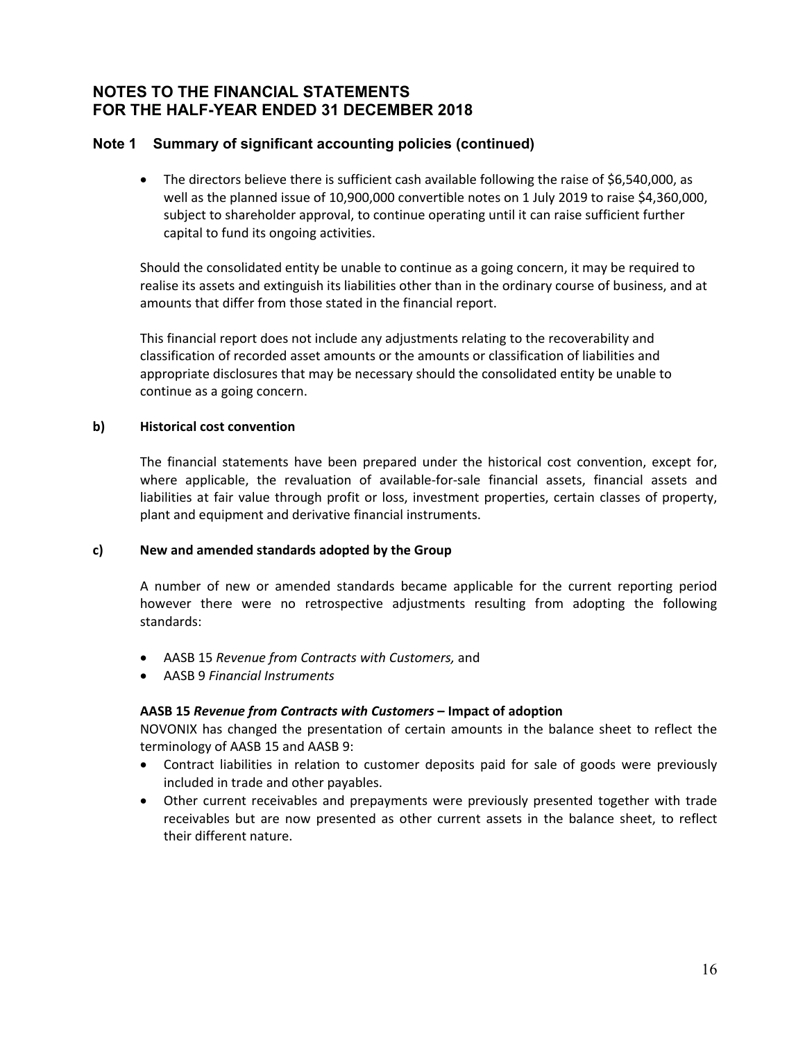# NOTES TO THE FINANCIAL STATEMENTS FOR THE HALF-YEAR ENDED 31 DECEMBER 2018

## Note 1 Summary of significant accounting policies (continued)

- The directors believe there is sufficient cash available following the raise of $6,540,000, as well as the planned issue of 10,900,000 convertible notes on 1 July 2019 to raise $4,360,000, subject to shareholder approval, to continue operating until it can raise sufficient further capital to fund its ongoing activities.

Should the consolidated entity be unable to continue as a going concern, it may be required to realise its assets and extinguish its liabilities other than in the ordinary course of business, and at amounts that differ from those stated in the financial report.

This financial report does not include any adjustments relating to the recoverability and classification of recorded asset amounts or the amounts or classification of liabilities and appropriate disclosures that may be necessary should the consolidated entity be unable to continue as a going concern.

### b) Historical cost convention

The financial statements have been prepared under the historical cost convention, except for, where applicable, the revaluation of available-for-sale financial assets, financial assets and liabilities at fair value through profit or loss, investment properties, certain classes of property, plant and equipment and derivative financial instruments.

### c) New and amended standards adopted by the Group

A number of new or amended standards became applicable for the current reporting period however there were no retrospective adjustments resulting from adopting the following standards:

- AASB 15 *Revenue from Contracts with Customers,* and
- AASB 9 *Financial Instruments*

**AASB 15 *Revenue from Contracts with Customers* – Impact of adoption**

NOVONIX has changed the presentation of certain amounts in the balance sheet to reflect the terminology of AASB 15 and AASB 9:

- Contract liabilities in relation to customer deposits paid for sale of goods were previously included in trade and other payables.
- Other current receivables and prepayments were previously presented together with trade receivables but are now presented as other current assets in the balance sheet, to reflect their different nature.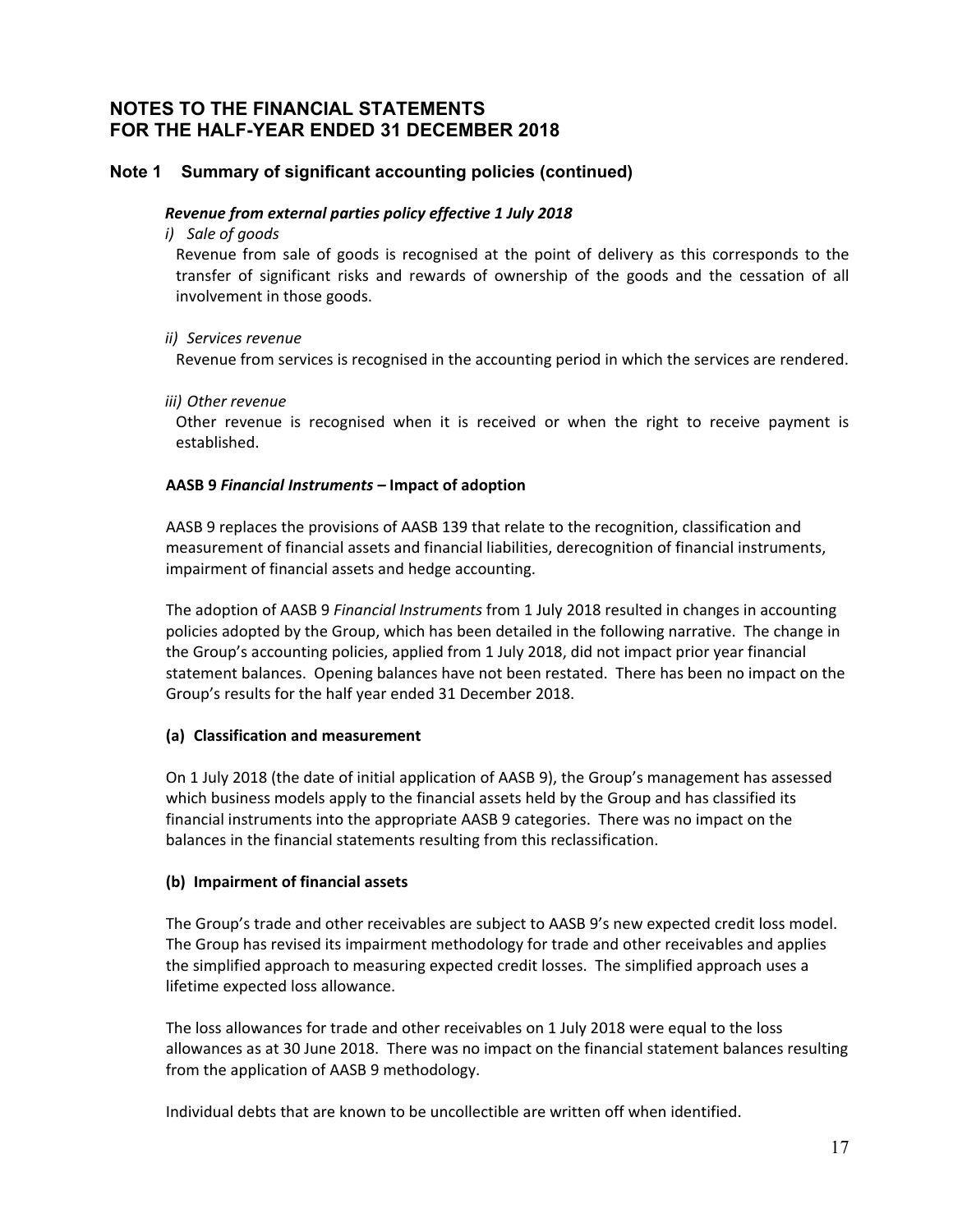# NOTES TO THE FINANCIAL STATEMENTS
# FOR THE HALF-YEAR ENDED 31 DECEMBER 2018

## Note 1 Summary of significant accounting policies (continued)

***Revenue from external parties policy effective 1 July 2018***

*i) Sale of goods*

Revenue from sale of goods is recognised at the point of delivery as this corresponds to the transfer of significant risks and rewards of ownership of the goods and the cessation of all involvement in those goods.

*ii) Services revenue*

Revenue from services is recognised in the accounting period in which the services are rendered.

*iii) Other revenue*

Other revenue is recognised when it is received or when the right to receive payment is established.

**AASB 9 *Financial Instruments* – Impact of adoption**

AASB 9 replaces the provisions of AASB 139 that relate to the recognition, classification and measurement of financial assets and financial liabilities, derecognition of financial instruments, impairment of financial assets and hedge accounting.

The adoption of AASB 9 *Financial Instruments* from 1 July 2018 resulted in changes in accounting policies adopted by the Group, which has been detailed in the following narrative. The change in the Group's accounting policies, applied from 1 July 2018, did not impact prior year financial statement balances. Opening balances have not been restated. There has been no impact on the Group's results for the half year ended 31 December 2018.

**(a) Classification and measurement**

On 1 July 2018 (the date of initial application of AASB 9), the Group's management has assessed which business models apply to the financial assets held by the Group and has classified its financial instruments into the appropriate AASB 9 categories. There was no impact on the balances in the financial statements resulting from this reclassification.

**(b) Impairment of financial assets**

The Group's trade and other receivables are subject to AASB 9's new expected credit loss model. The Group has revised its impairment methodology for trade and other receivables and applies the simplified approach to measuring expected credit losses. The simplified approach uses a lifetime expected loss allowance.

The loss allowances for trade and other receivables on 1 July 2018 were equal to the loss allowances as at 30 June 2018. There was no impact on the financial statement balances resulting from the application of AASB 9 methodology.

Individual debts that are known to be uncollectible are written off when identified.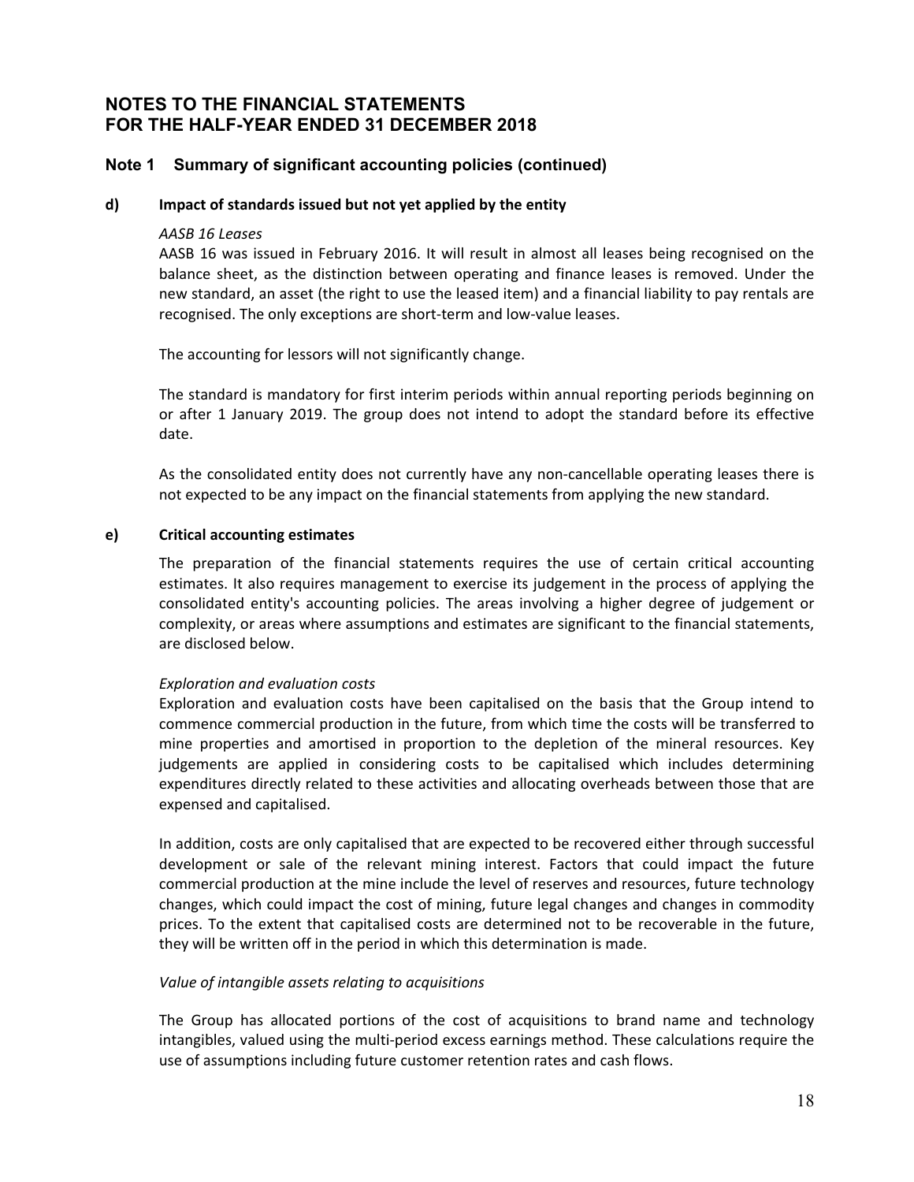# NOTES TO THE FINANCIAL STATEMENTS
# FOR THE HALF-YEAR ENDED 31 DECEMBER 2018

## Note 1 Summary of significant accounting policies (continued)

### d) Impact of standards issued but not yet applied by the entity

*AASB 16 Leases*

AASB 16 was issued in February 2016. It will result in almost all leases being recognised on the balance sheet, as the distinction between operating and finance leases is removed. Under the new standard, an asset (the right to use the leased item) and a financial liability to pay rentals are recognised. The only exceptions are short-term and low-value leases.

The accounting for lessors will not significantly change.

The standard is mandatory for first interim periods within annual reporting periods beginning on or after 1 January 2019. The group does not intend to adopt the standard before its effective date.

As the consolidated entity does not currently have any non-cancellable operating leases there is not expected to be any impact on the financial statements from applying the new standard.

### e) Critical accounting estimates

The preparation of the financial statements requires the use of certain critical accounting estimates. It also requires management to exercise its judgement in the process of applying the consolidated entity's accounting policies. The areas involving a higher degree of judgement or complexity, or areas where assumptions and estimates are significant to the financial statements, are disclosed below.

*Exploration and evaluation costs*

Exploration and evaluation costs have been capitalised on the basis that the Group intend to commence commercial production in the future, from which time the costs will be transferred to mine properties and amortised in proportion to the depletion of the mineral resources. Key judgements are applied in considering costs to be capitalised which includes determining expenditures directly related to these activities and allocating overheads between those that are expensed and capitalised.

In addition, costs are only capitalised that are expected to be recovered either through successful development or sale of the relevant mining interest. Factors that could impact the future commercial production at the mine include the level of reserves and resources, future technology changes, which could impact the cost of mining, future legal changes and changes in commodity prices. To the extent that capitalised costs are determined not to be recoverable in the future, they will be written off in the period in which this determination is made.

*Value of intangible assets relating to acquisitions*

The Group has allocated portions of the cost of acquisitions to brand name and technology intangibles, valued using the multi-period excess earnings method. These calculations require the use of assumptions including future customer retention rates and cash flows.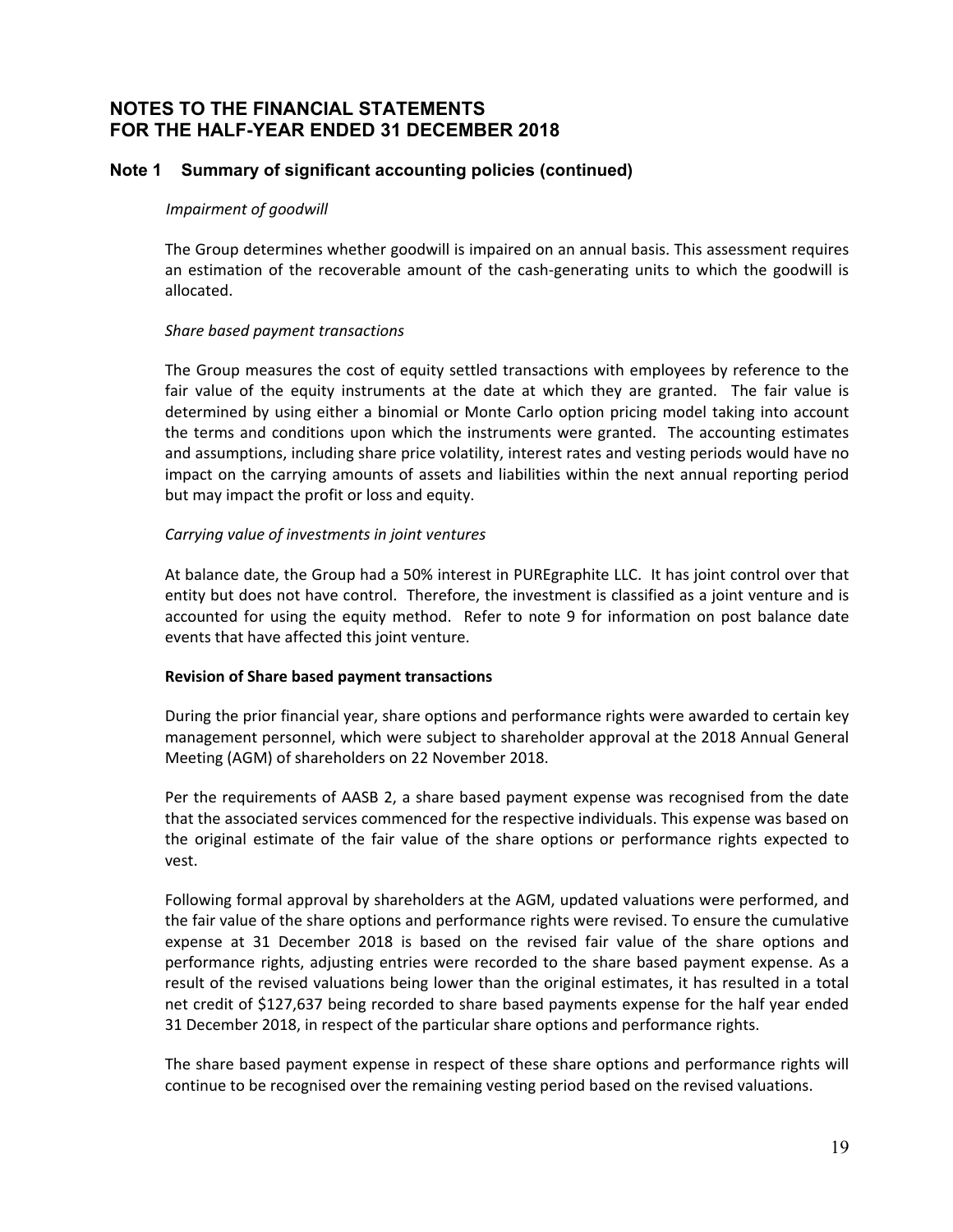# NOTES TO THE FINANCIAL STATEMENTS FOR THE HALF-YEAR ENDED 31 DECEMBER 2018

## Note 1 Summary of significant accounting policies (continued)

*Impairment of goodwill*

The Group determines whether goodwill is impaired on an annual basis. This assessment requires an estimation of the recoverable amount of the cash-generating units to which the goodwill is allocated.

*Share based payment transactions*

The Group measures the cost of equity settled transactions with employees by reference to the fair value of the equity instruments at the date at which they are granted. The fair value is determined by using either a binomial or Monte Carlo option pricing model taking into account the terms and conditions upon which the instruments were granted. The accounting estimates and assumptions, including share price volatility, interest rates and vesting periods would have no impact on the carrying amounts of assets and liabilities within the next annual reporting period but may impact the profit or loss and equity.

*Carrying value of investments in joint ventures*

At balance date, the Group had a 50% interest in PUREgraphite LLC. It has joint control over that entity but does not have control. Therefore, the investment is classified as a joint venture and is accounted for using the equity method. Refer to note 9 for information on post balance date events that have affected this joint venture.

**Revision of Share based payment transactions**

During the prior financial year, share options and performance rights were awarded to certain key management personnel, which were subject to shareholder approval at the 2018 Annual General Meeting (AGM) of shareholders on 22 November 2018.

Per the requirements of AASB 2, a share based payment expense was recognised from the date that the associated services commenced for the respective individuals. This expense was based on the original estimate of the fair value of the share options or performance rights expected to vest.

Following formal approval by shareholders at the AGM, updated valuations were performed, and the fair value of the share options and performance rights were revised. To ensure the cumulative expense at 31 December 2018 is based on the revised fair value of the share options and performance rights, adjusting entries were recorded to the share based payment expense. As a result of the revised valuations being lower than the original estimates, it has resulted in a total net credit of $127,637 being recorded to share based payments expense for the half year ended 31 December 2018, in respect of the particular share options and performance rights.

The share based payment expense in respect of these share options and performance rights will continue to be recognised over the remaining vesting period based on the revised valuations.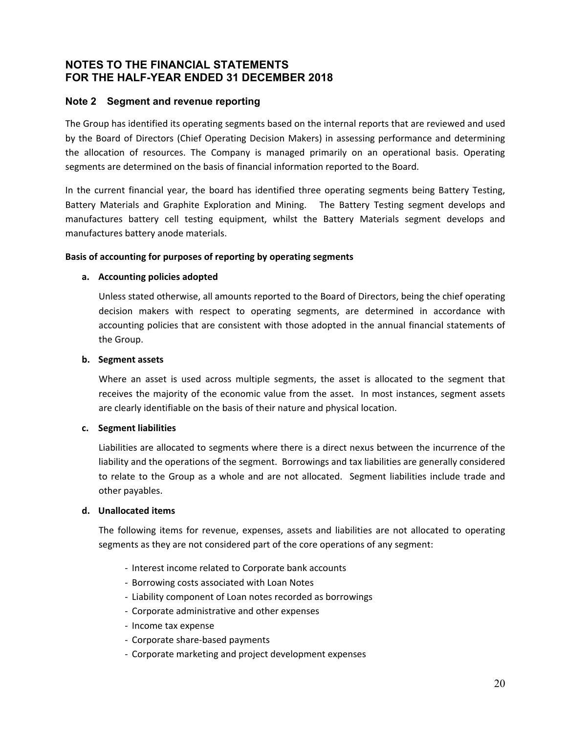# NOTES TO THE FINANCIAL STATEMENTS
# FOR THE HALF-YEAR ENDED 31 DECEMBER 2018

## Note 2 Segment and revenue reporting

The Group has identified its operating segments based on the internal reports that are reviewed and used by the Board of Directors (Chief Operating Decision Makers) in assessing performance and determining the allocation of resources. The Company is managed primarily on an operational basis. Operating segments are determined on the basis of financial information reported to the Board.

In the current financial year, the board has identified three operating segments being Battery Testing, Battery Materials and Graphite Exploration and Mining. The Battery Testing segment develops and manufactures battery cell testing equipment, whilst the Battery Materials segment develops and manufactures battery anode materials.

**Basis of accounting for purposes of reporting by operating segments**

**a. Accounting policies adopted**

Unless stated otherwise, all amounts reported to the Board of Directors, being the chief operating decision makers with respect to operating segments, are determined in accordance with accounting policies that are consistent with those adopted in the annual financial statements of the Group.

**b. Segment assets**

Where an asset is used across multiple segments, the asset is allocated to the segment that receives the majority of the economic value from the asset. In most instances, segment assets are clearly identifiable on the basis of their nature and physical location.

**c. Segment liabilities**

Liabilities are allocated to segments where there is a direct nexus between the incurrence of the liability and the operations of the segment. Borrowings and tax liabilities are generally considered to relate to the Group as a whole and are not allocated. Segment liabilities include trade and other payables.

**d. Unallocated items**

The following items for revenue, expenses, assets and liabilities are not allocated to operating segments as they are not considered part of the core operations of any segment:

- Interest income related to Corporate bank accounts
- Borrowing costs associated with Loan Notes
- Liability component of Loan notes recorded as borrowings
- Corporate administrative and other expenses
- Income tax expense
- Corporate share-based payments
- Corporate marketing and project development expenses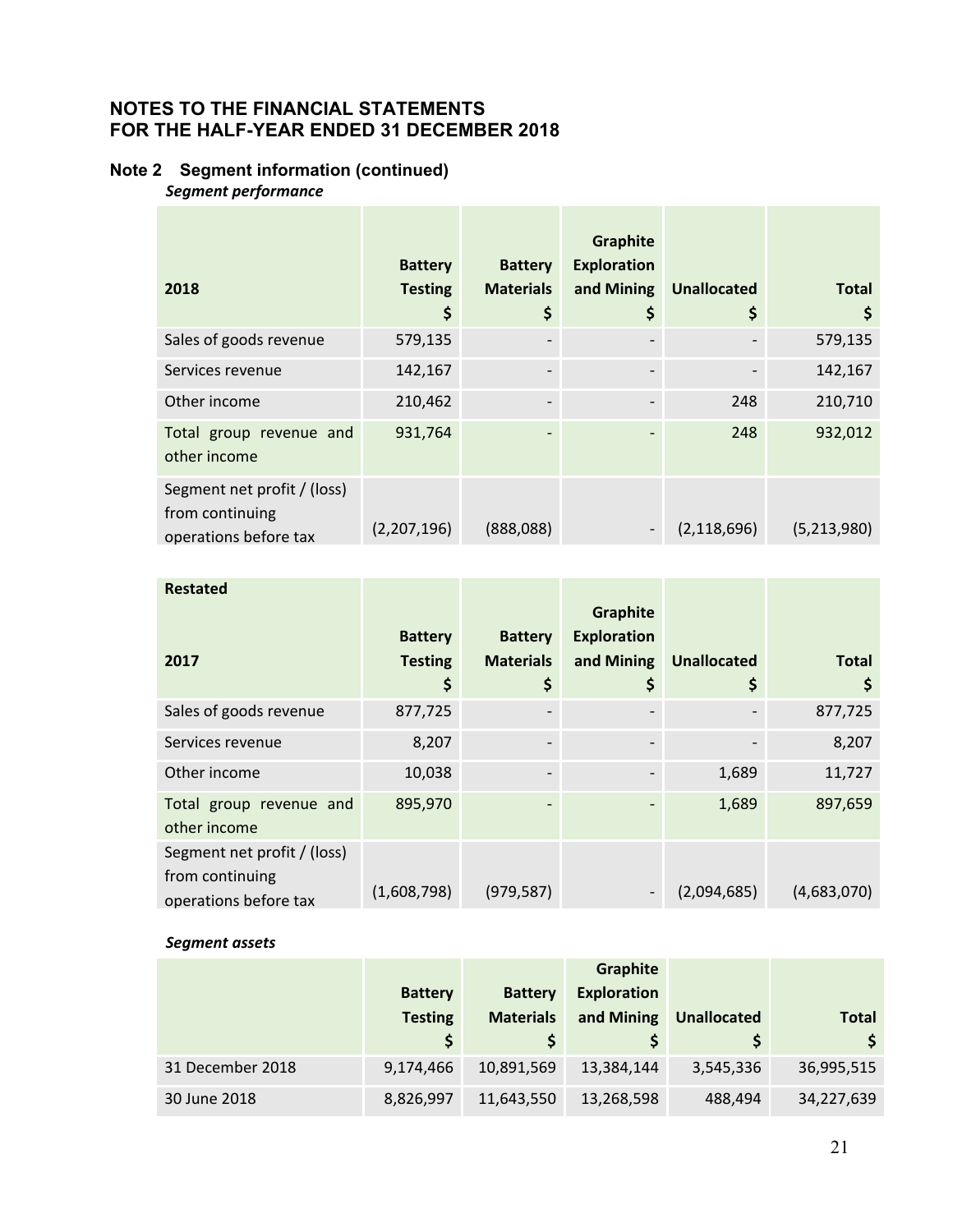# NOTES TO THE FINANCIAL STATEMENTS
# FOR THE HALF-YEAR ENDED 31 DECEMBER 2018

## Note 2 Segment information (continued)

***Segment performance***

| 2018 | Battery Testing $ | Battery Materials $ | Graphite Exploration and Mining $ | Unallocated $ | Total $ |
|---|---|---|---|---|---|
| Sales of goods revenue | 579,135 | - | - | - | 579,135 |
| Services revenue | 142,167 | - | - | - | 142,167 |
| Other income | 210,462 | - | - | 248 | 210,710 |
| Total group revenue and other income | 931,764 | - | - | 248 | 932,012 |
| Segment net profit / (loss) from continuing operations before tax | (2,207,196) | (888,088) | - | (2,118,696) | (5,213,980) |

| Restated 2017 | Battery Testing $ | Battery Materials $ | Graphite Exploration and Mining $ | Unallocated $ | Total $ |
|---|---|---|---|---|---|
| Sales of goods revenue | 877,725 | - | - | - | 877,725 |
| Services revenue | 8,207 | - | - | - | 8,207 |
| Other income | 10,038 | - | - | 1,689 | 11,727 |
| Total group revenue and other income | 895,970 | - | - | 1,689 | 897,659 |
| Segment net profit / (loss) from continuing operations before tax | (1,608,798) | (979,587) | - | (2,094,685) | (4,683,070) |

***Segment assets***

| | Battery Testing $ | Battery Materials $ | Graphite Exploration and Mining $ | Unallocated $ | Total $ |
|---|---|---|---|---|---|
| 31 December 2018 | 9,174,466 | 10,891,569 | 13,384,144 | 3,545,336 | 36,995,515 |
| 30 June 2018 | 8,826,997 | 11,643,550 | 13,268,598 | 488,494 | 34,227,639 |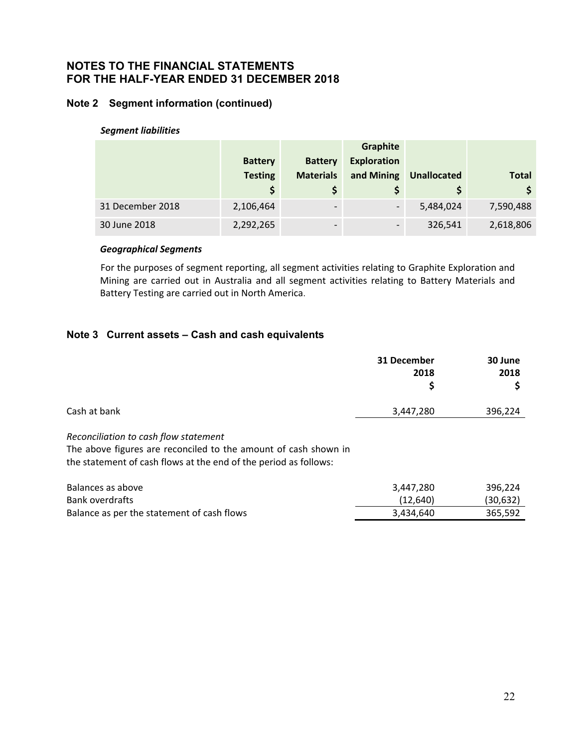# NOTES TO THE FINANCIAL STATEMENTS
# FOR THE HALF-YEAR ENDED 31 DECEMBER 2018

## Note 2 Segment information (continued)

***Segment liabilities***

| | Battery Testing $ | Battery Materials $ | Graphite Exploration and Mining $ | Unallocated $ | Total $ |
|---|---|---|---|---|---|
| 31 December 2018 | 2,106,464 | - | - | 5,484,024 | 7,590,488 |
| 30 June 2018 | 2,292,265 | - | - | 326,541 | 2,618,806 |

***Geographical Segments***

For the purposes of segment reporting, all segment activities relating to Graphite Exploration and Mining are carried out in Australia and all segment activities relating to Battery Materials and Battery Testing are carried out in North America.

## Note 3 Current assets – Cash and cash equivalents

| | 31 December 2018 $ | 30 June 2018 $ |
|---|---|---|
| Cash at bank | 3,447,280 | 396,224 |

*Reconciliation to cash flow statement*
The above figures are reconciled to the amount of cash shown in the statement of cash flows at the end of the period as follows:

| | 31 December 2018 $ | 30 June 2018 $ |
|---|---|---|
| Balances as above | 3,447,280 | 396,224 |
| Bank overdrafts | (12,640) | (30,632) |
| Balance as per the statement of cash flows | 3,434,640 | 365,592 |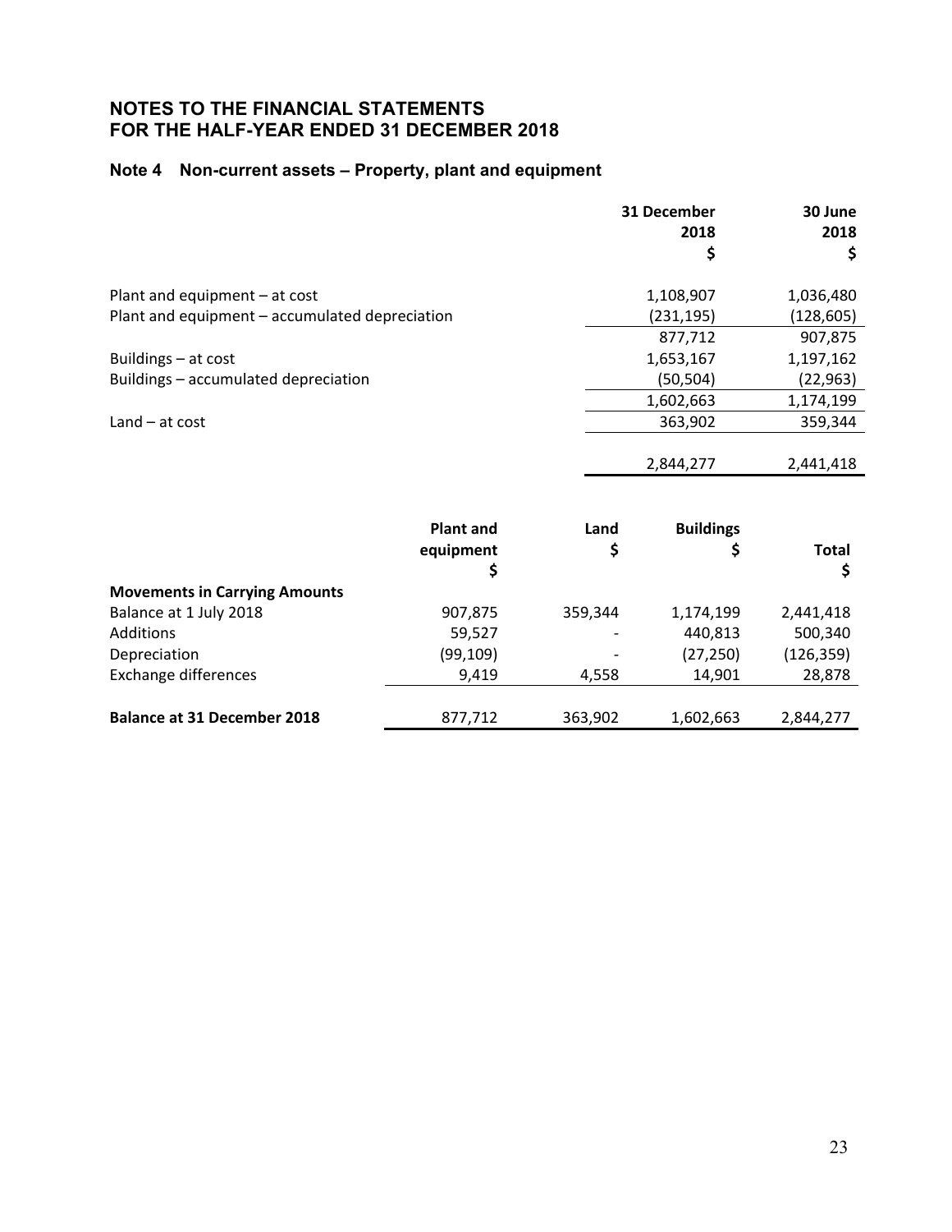# NOTES TO THE FINANCIAL STATEMENTS
# FOR THE HALF-YEAR ENDED 31 DECEMBER 2018

## Note 4 Non-current assets – Property, plant and equipment

| | 31 December 2018 $ | 30 June 2018 $ |
|---|---|---|
| Plant and equipment – at cost | 1,108,907 | 1,036,480 |
| Plant and equipment – accumulated depreciation | (231,195) | (128,605) |
| | 877,712 | 907,875 |
| Buildings – at cost | 1,653,167 | 1,197,162 |
| Buildings – accumulated depreciation | (50,504) | (22,963) |
| | 1,602,663 | 1,174,199 |
| Land – at cost | 363,902 | 359,344 |
| | 2,844,277 | 2,441,418 |

| | Plant and equipment $ | Land $ | Buildings $ | Total $ |
|---|---|---|---|---|
| **Movements in Carrying Amounts** | | | | |
| Balance at 1 July 2018 | 907,875 | 359,344 | 1,174,199 | 2,441,418 |
| Additions | 59,527 | - | 440,813 | 500,340 |
| Depreciation | (99,109) | - | (27,250) | (126,359) |
| Exchange differences | 9,419 | 4,558 | 14,901 | 28,878 |
| **Balance at 31 December 2018** | 877,712 | 363,902 | 1,602,663 | 2,844,277 |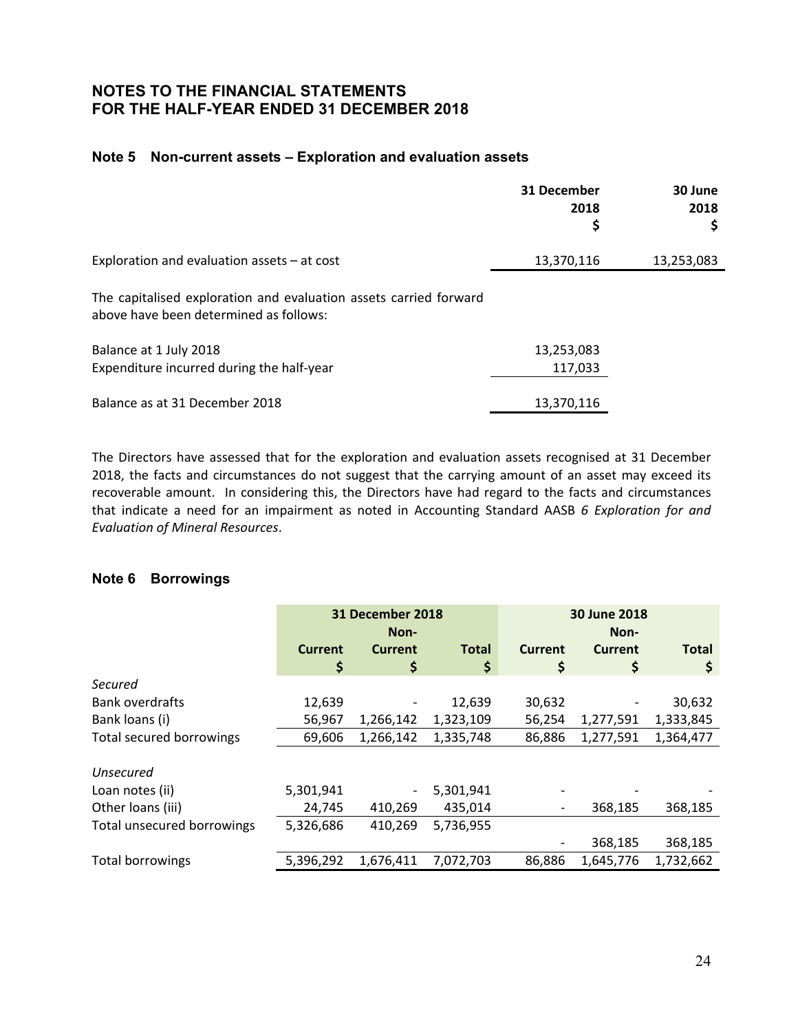# NOTES TO THE FINANCIAL STATEMENTS
# FOR THE HALF-YEAR ENDED 31 DECEMBER 2018

## Note 5 Non-current assets – Exploration and evaluation assets

| | 31 December 2018 $ | 30 June 2018 $ |
|---|---|---|
| Exploration and evaluation assets – at cost | 13,370,116 | 13,253,083 |

The capitalised exploration and evaluation assets carried forward above have been determined as follows:

| | |
|---|---|
| Balance at 1 July 2018 | 13,253,083 |
| Expenditure incurred during the half-year | 117,033 |
| Balance as at 31 December 2018 | 13,370,116 |

The Directors have assessed that for the exploration and evaluation assets recognised at 31 December 2018, the facts and circumstances do not suggest that the carrying amount of an asset may exceed its recoverable amount. In considering this, the Directors have had regard to the facts and circumstances that indicate a need for an impairment as noted in Accounting Standard AASB *6 Exploration for and Evaluation of Mineral Resources*.

## Note 6 Borrowings

| | 31 December 2018 | | | 30 June 2018 | | |
|---|---|---|---|---|---|---|
| | Current $ | Non-Current $ | Total $ | Current $ | Non-Current $ | Total $ |
| *Secured* | | | | | | |
| Bank overdrafts | 12,639 | - | 12,639 | 30,632 | - | 30,632 |
| Bank loans (i) | 56,967 | 1,266,142 | 1,323,109 | 56,254 | 1,277,591 | 1,333,845 |
| Total secured borrowings | 69,606 | 1,266,142 | 1,335,748 | 86,886 | 1,277,591 | 1,364,477 |
| *Unsecured* | | | | | | |
| Loan notes (ii) | 5,301,941 | - | 5,301,941 | - | - | - |
| Other loans (iii) | 24,745 | 410,269 | 435,014 | - | 368,185 | 368,185 |
| Total unsecured borrowings | 5,326,686 | 410,269 | 5,736,955 | - | 368,185 | 368,185 |
| Total borrowings | 5,396,292 | 1,676,411 | 7,072,703 | 86,886 | 1,645,776 | 1,732,662 |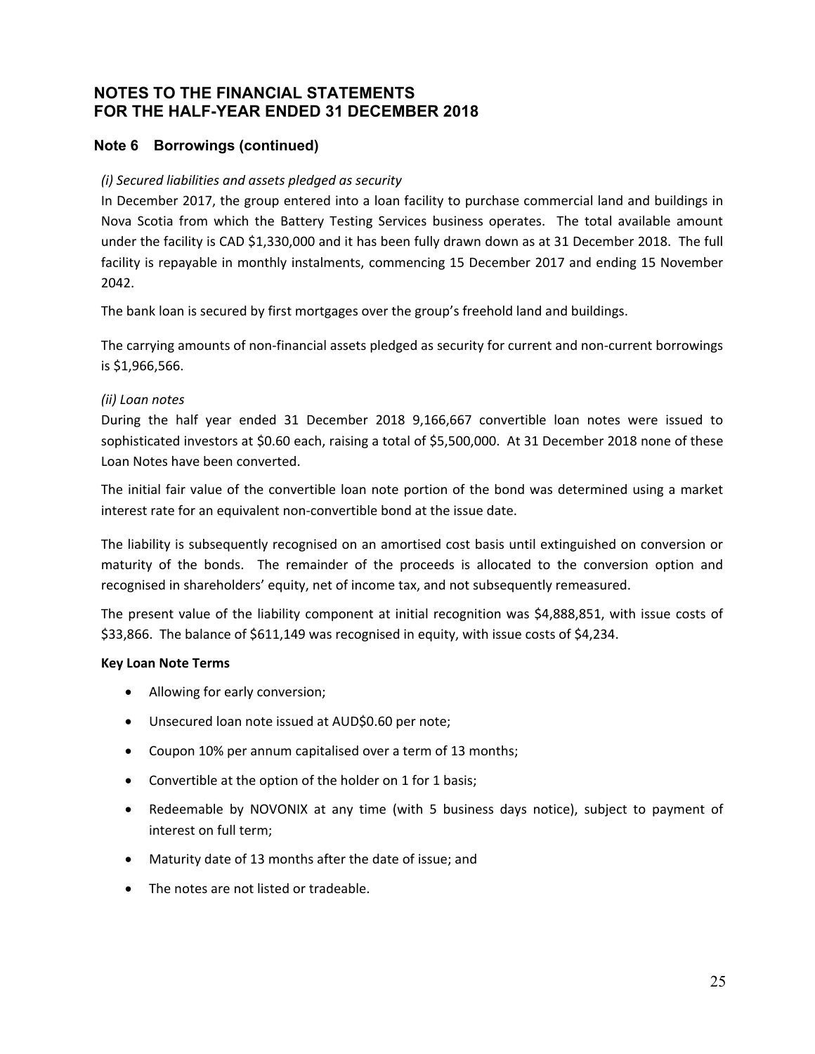# NOTES TO THE FINANCIAL STATEMENTS FOR THE HALF-YEAR ENDED 31 DECEMBER 2018

## Note 6 Borrowings (continued)

*(i) Secured liabilities and assets pledged as security*

In December 2017, the group entered into a loan facility to purchase commercial land and buildings in Nova Scotia from which the Battery Testing Services business operates. The total available amount under the facility is CAD $1,330,000 and it has been fully drawn down as at 31 December 2018. The full facility is repayable in monthly instalments, commencing 15 December 2017 and ending 15 November 2042.

The bank loan is secured by first mortgages over the group's freehold land and buildings.

The carrying amounts of non-financial assets pledged as security for current and non-current borrowings is $1,966,566.

*(ii) Loan notes*

During the half year ended 31 December 2018 9,166,667 convertible loan notes were issued to sophisticated investors at $0.60 each, raising a total of $5,500,000. At 31 December 2018 none of these Loan Notes have been converted.

The initial fair value of the convertible loan note portion of the bond was determined using a market interest rate for an equivalent non-convertible bond at the issue date.

The liability is subsequently recognised on an amortised cost basis until extinguished on conversion or maturity of the bonds. The remainder of the proceeds is allocated to the conversion option and recognised in shareholders' equity, net of income tax, and not subsequently remeasured.

The present value of the liability component at initial recognition was $4,888,851, with issue costs of $33,866. The balance of $611,149 was recognised in equity, with issue costs of $4,234.

**Key Loan Note Terms**

- Allowing for early conversion;
- Unsecured loan note issued at AUD$0.60 per note;
- Coupon 10% per annum capitalised over a term of 13 months;
- Convertible at the option of the holder on 1 for 1 basis;
- Redeemable by NOVONIX at any time (with 5 business days notice), subject to payment of interest on full term;
- Maturity date of 13 months after the date of issue; and
- The notes are not listed or tradeable.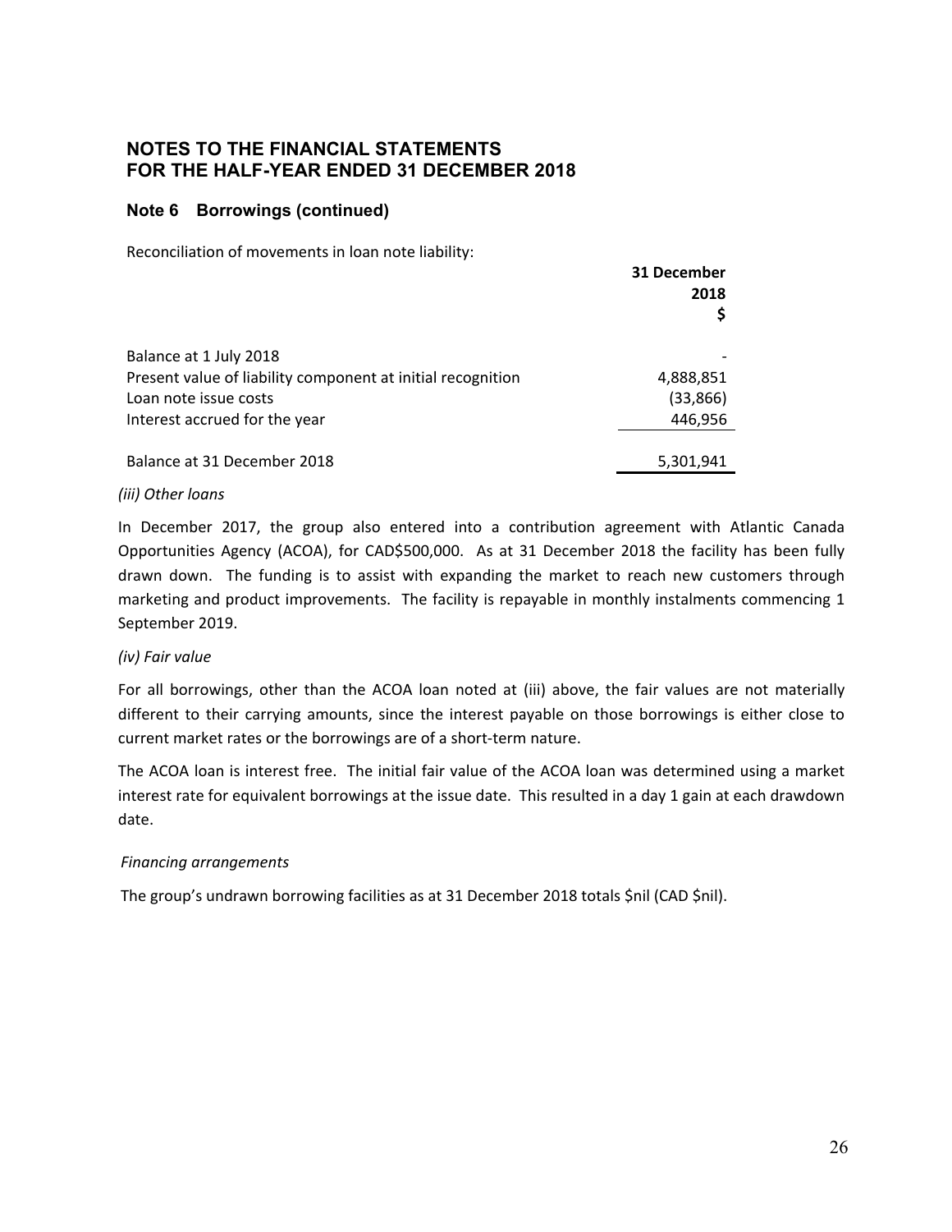# NOTES TO THE FINANCIAL STATEMENTS
# FOR THE HALF-YEAR ENDED 31 DECEMBER 2018

## Note 6 Borrowings (continued)

Reconciliation of movements in loan note liability:

| | 31 December 2018 $ |
|---|---|
| Balance at 1 July 2018 | - |
| Present value of liability component at initial recognition | 4,888,851 |
| Loan note issue costs | (33,866) |
| Interest accrued for the year | 446,956 |
| Balance at 31 December 2018 | 5,301,941 |

*(iii) Other loans*

In December 2017, the group also entered into a contribution agreement with Atlantic Canada Opportunities Agency (ACOA), for CAD$500,000. As at 31 December 2018 the facility has been fully drawn down. The funding is to assist with expanding the market to reach new customers through marketing and product improvements. The facility is repayable in monthly instalments commencing 1 September 2019.

*(iv) Fair value*

For all borrowings, other than the ACOA loan noted at (iii) above, the fair values are not materially different to their carrying amounts, since the interest payable on those borrowings is either close to current market rates or the borrowings are of a short-term nature.

The ACOA loan is interest free. The initial fair value of the ACOA loan was determined using a market interest rate for equivalent borrowings at the issue date. This resulted in a day 1 gain at each drawdown date.

*Financing arrangements*

The group's undrawn borrowing facilities as at 31 December 2018 totals $nil (CAD $nil).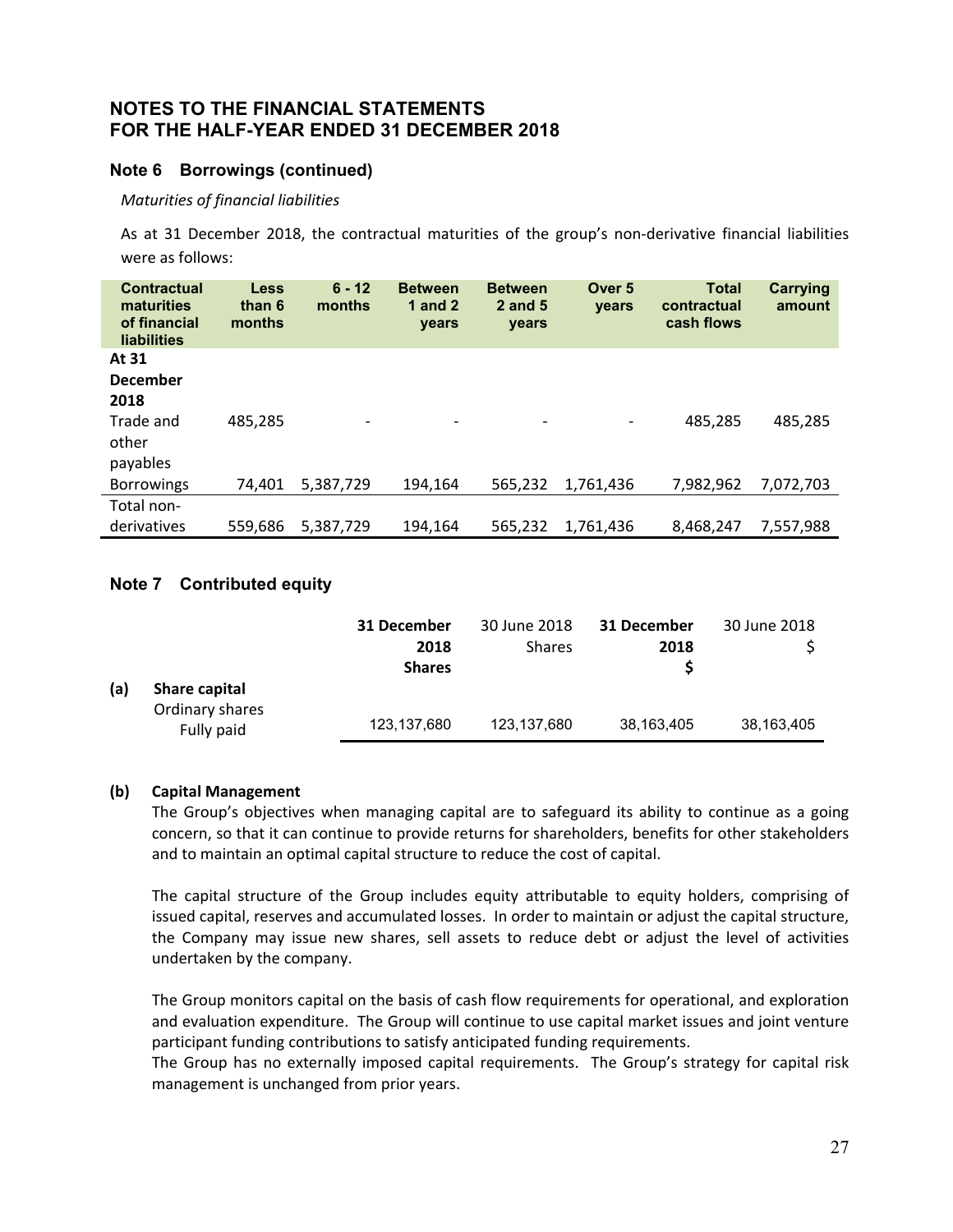# NOTES TO THE FINANCIAL STATEMENTS
# FOR THE HALF-YEAR ENDED 31 DECEMBER 2018

## Note 6 Borrowings (continued)

*Maturities of financial liabilities*

As at 31 December 2018, the contractual maturities of the group's non-derivative financial liabilities were as follows:

| Contractual maturities of financial liabilities | Less than 6 months | 6 - 12 months | Between 1 and 2 years | Between 2 and 5 years | Over 5 years | Total contractual cash flows | Carrying amount |
|---|---|---|---|---|---|---|---|
| **At 31 December 2018** | | | | | | | |
| Trade and other payables | 485,285 | - | - | - | - | 485,285 | 485,285 |
| Borrowings | 74,401 | 5,387,729 | 194,164 | 565,232 | 1,761,436 | 7,982,962 | 7,072,703 |
| Total non-derivatives | 559,686 | 5,387,729 | 194,164 | 565,232 | 1,761,436 | 8,468,247 | 7,557,988 |

## Note 7 Contributed equity

| | **31 December 2018 Shares** | 30 June 2018 Shares | **31 December 2018 $** | 30 June 2018 $ |
|---|---|---|---|---|
| **(a) Share capital** | | | | |
| Ordinary shares Fully paid | 123,137,680 | 123,137,680 | 38,163,405 | 38,163,405 |

**(b) Capital Management**

The Group's objectives when managing capital are to safeguard its ability to continue as a going concern, so that it can continue to provide returns for shareholders, benefits for other stakeholders and to maintain an optimal capital structure to reduce the cost of capital.

The capital structure of the Group includes equity attributable to equity holders, comprising of issued capital, reserves and accumulated losses. In order to maintain or adjust the capital structure, the Company may issue new shares, sell assets to reduce debt or adjust the level of activities undertaken by the company.

The Group monitors capital on the basis of cash flow requirements for operational, and exploration and evaluation expenditure. The Group will continue to use capital market issues and joint venture participant funding contributions to satisfy anticipated funding requirements.
The Group has no externally imposed capital requirements. The Group's strategy for capital risk management is unchanged from prior years.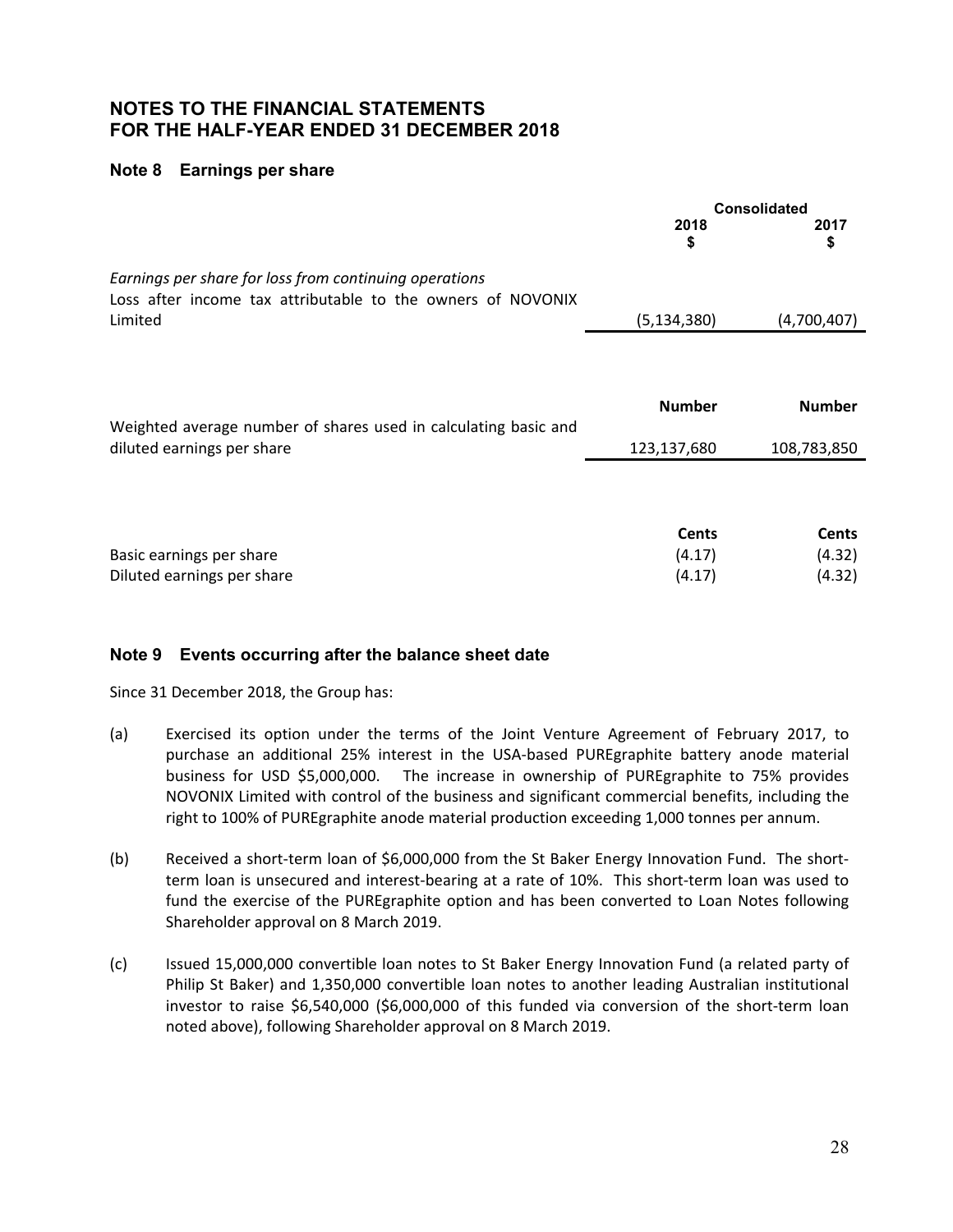# NOTES TO THE FINANCIAL STATEMENTS
# FOR THE HALF-YEAR ENDED 31 DECEMBER 2018

## Note 8 Earnings per share

| | Consolidated | |
|---|---|---|
| | 2018<br>$ | 2017<br>$ |
| *Earnings per share for loss from continuing operations* | | |
| Loss after income tax attributable to the owners of NOVONIX Limited | (5,134,380) | (4,700,407) |
| | **Number** | **Number** |
| Weighted average number of shares used in calculating basic and diluted earnings per share | 123,137,680 | 108,783,850 |
| | **Cents** | **Cents** |
| Basic earnings per share | (4.17) | (4.32) |
| Diluted earnings per share | (4.17) | (4.32) |

## Note 9 Events occurring after the balance sheet date

Since 31 December 2018, the Group has:

(a) Exercised its option under the terms of the Joint Venture Agreement of February 2017, to purchase an additional 25% interest in the USA-based PUREgraphite battery anode material business for USD $5,000,000. The increase in ownership of PUREgraphite to 75% provides NOVONIX Limited with control of the business and significant commercial benefits, including the right to 100% of PUREgraphite anode material production exceeding 1,000 tonnes per annum.

(b) Received a short-term loan of $6,000,000 from the St Baker Energy Innovation Fund. The short-term loan is unsecured and interest-bearing at a rate of 10%. This short-term loan was used to fund the exercise of the PUREgraphite option and has been converted to Loan Notes following Shareholder approval on 8 March 2019.

(c) Issued 15,000,000 convertible loan notes to St Baker Energy Innovation Fund (a related party of Philip St Baker) and 1,350,000 convertible loan notes to another leading Australian institutional investor to raise $6,540,000 ($6,000,000 of this funded via conversion of the short-term loan noted above), following Shareholder approval on 8 March 2019.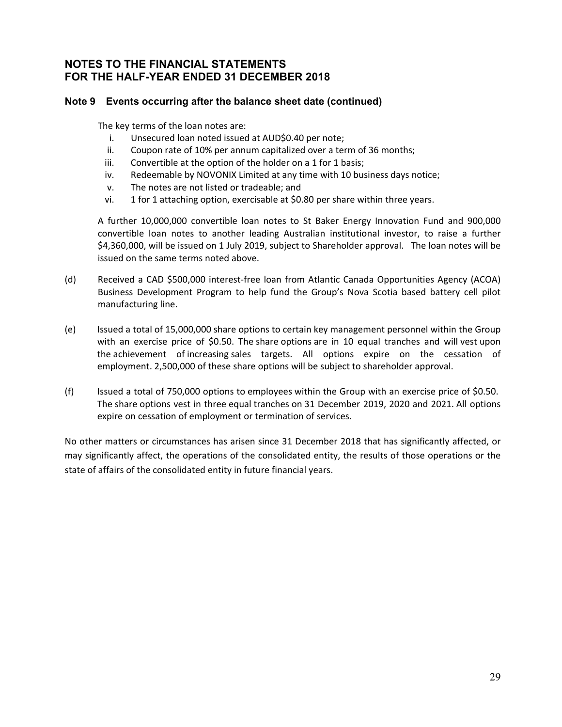## NOTES TO THE FINANCIAL STATEMENTS FOR THE HALF-YEAR ENDED 31 DECEMBER 2018

### Note 9 Events occurring after the balance sheet date (continued)

The key terms of the loan notes are:

i. Unsecured loan noted issued at AUD$0.40 per note;
ii. Coupon rate of 10% per annum capitalized over a term of 36 months;
iii. Convertible at the option of the holder on a 1 for 1 basis;
iv. Redeemable by NOVONIX Limited at any time with 10 business days notice;
v. The notes are not listed or tradeable; and
vi. 1 for 1 attaching option, exercisable at $0.80 per share within three years.

A further 10,000,000 convertible loan notes to St Baker Energy Innovation Fund and 900,000 convertible loan notes to another leading Australian institutional investor, to raise a further $4,360,000, will be issued on 1 July 2019, subject to Shareholder approval. The loan notes will be issued on the same terms noted above.

(d) Received a CAD $500,000 interest-free loan from Atlantic Canada Opportunities Agency (ACOA) Business Development Program to help fund the Group's Nova Scotia based battery cell pilot manufacturing line.

(e) Issued a total of 15,000,000 share options to certain key management personnel within the Group with an exercise price of $0.50. The share options are in 10 equal tranches and will vest upon the achievement of increasing sales targets. All options expire on the cessation of employment. 2,500,000 of these share options will be subject to shareholder approval.

(f) Issued a total of 750,000 options to employees within the Group with an exercise price of $0.50. The share options vest in three equal tranches on 31 December 2019, 2020 and 2021. All options expire on cessation of employment or termination of services.

No other matters or circumstances has arisen since 31 December 2018 that has significantly affected, or may significantly affect, the operations of the consolidated entity, the results of those operations or the state of affairs of the consolidated entity in future financial years.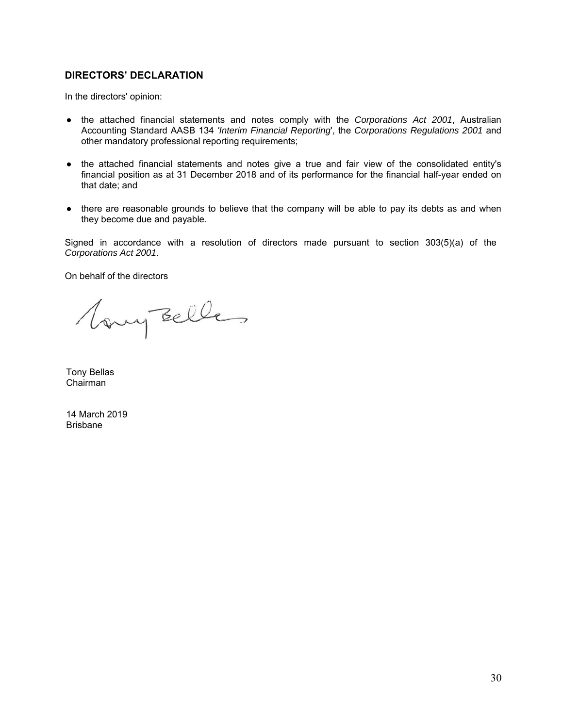## DIRECTORS' DECLARATION

In the directors' opinion:

- the attached financial statements and notes comply with the *Corporations Act 2001*, Australian Accounting Standard AASB 134 *'Interim Financial Reporting*', the *Corporations Regulations 2001* and other mandatory professional reporting requirements;

- the attached financial statements and notes give a true and fair view of the consolidated entity's financial position as at 31 December 2018 and of its performance for the financial half-year ended on that date; and

- there are reasonable grounds to believe that the company will be able to pay its debts as and when they become due and payable.

Signed in accordance with a resolution of directors made pursuant to section 303(5)(a) of the *Corporations Act 2001*.

On behalf of the directors

Tony Bellas
Chairman

14 March 2019
Brisbane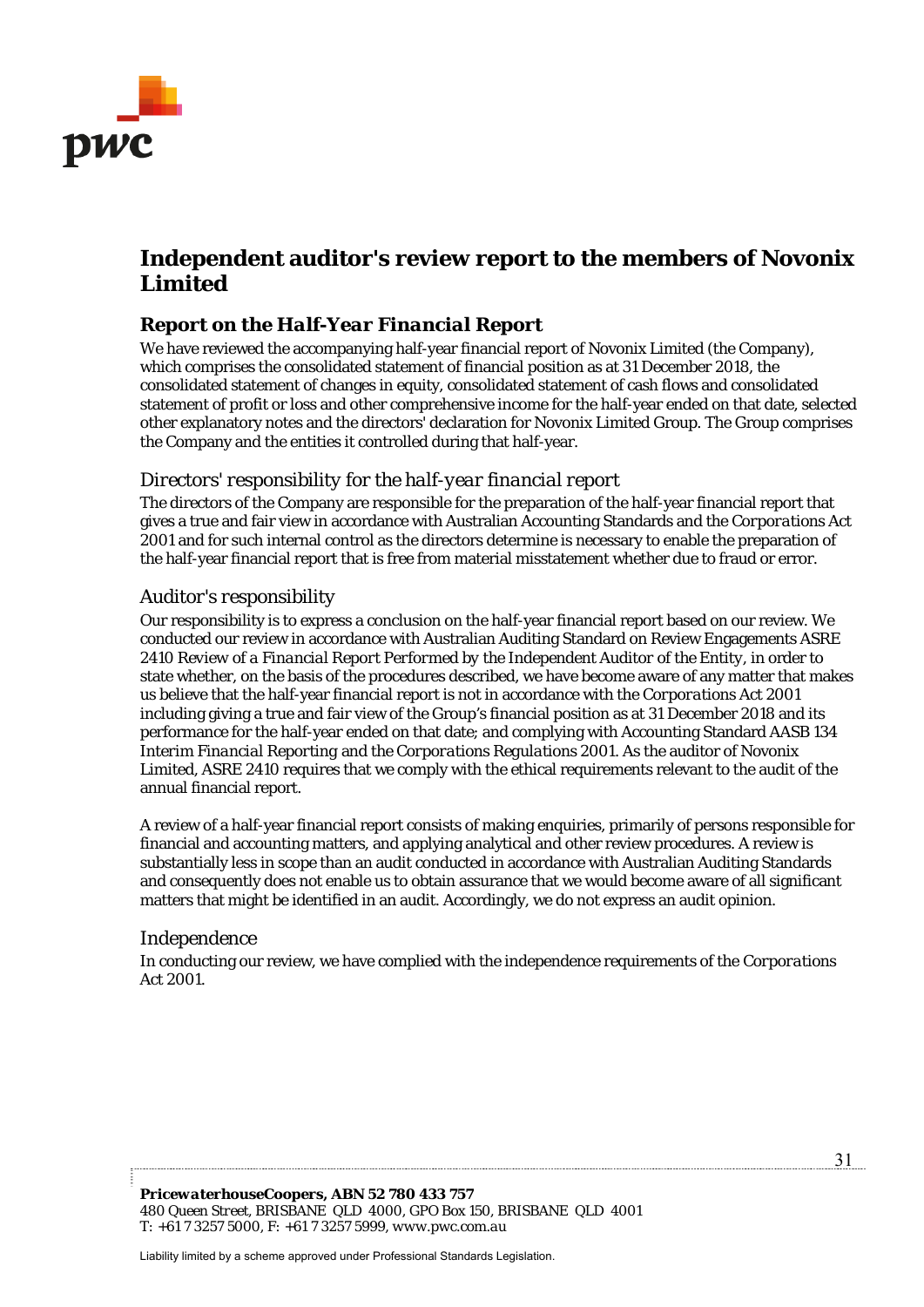# Independent auditor's review report to the members of Novonix Limited

## Report on the *Half-Year Financial* Report

We have reviewed the accompanying half-year financial report of Novonix Limited (the Company), which comprises the consolidated statement of financial position as at 31 December 2018, the consolidated statement of changes in equity, consolidated statement of cash flows and consolidated statement of profit or loss and other comprehensive income for the half-year ended on that date, selected other explanatory notes and the directors' declaration for Novonix Limited Group. The Group comprises the Company and the entities it controlled during that half-year.

### Directors' responsibility for the *half-year financial report*

The directors of the Company are responsible for the preparation of the half-year financial report that gives a true and fair view in accordance with Australian Accounting Standards and the *Corporations Act 2001* and for such internal control as the directors determine is necessary to enable the preparation of the half-year financial report that is free from material misstatement whether due to fraud or error.

### Auditor's responsibility

Our responsibility is to express a conclusion on the half-year financial report based on our review. We conducted our review in accordance with Australian Auditing Standard on Review Engagements ASRE 2410 *Review of a Financial Report Performed by the Independent Auditor of the Entity*, in order to state whether, on the basis of the procedures described, we have become aware of any matter that makes us believe that the half-year financial report is not in accordance with the *Corporations Act 2001* including giving a true and fair view of the Group's financial position as at 31 December 2018 and its performance for the half-year ended on that date; and complying with Accounting Standard AASB 134 *Interim Financial Reporting* and the *Corporations Regulations 2001*. As the auditor of Novonix Limited, ASRE 2410 requires that we comply with the ethical requirements relevant to the audit of the annual financial report.

A review of a half-year financial report consists of making enquiries, primarily of persons responsible for financial and accounting matters, and applying analytical and other review procedures. A review is substantially less in scope than an audit conducted in accordance with Australian Auditing Standards and consequently does not enable us to obtain assurance that we would become aware of all significant matters that might be identified in an audit. Accordingly, we do not express an audit opinion.

### Independence

In conducting our review, we have complied with the independence requirements of the *Corporations Act 2001*.

***PricewaterhouseCoopers, ABN 52 780 433 757***
480 Queen Street, BRISBANE QLD 4000, GPO Box 150, BRISBANE QLD 4001
T: +61 7 3257 5000, F: +61 7 3257 5999, www.pwc.com.au

Liability limited by a scheme approved under Professional Standards Legislation.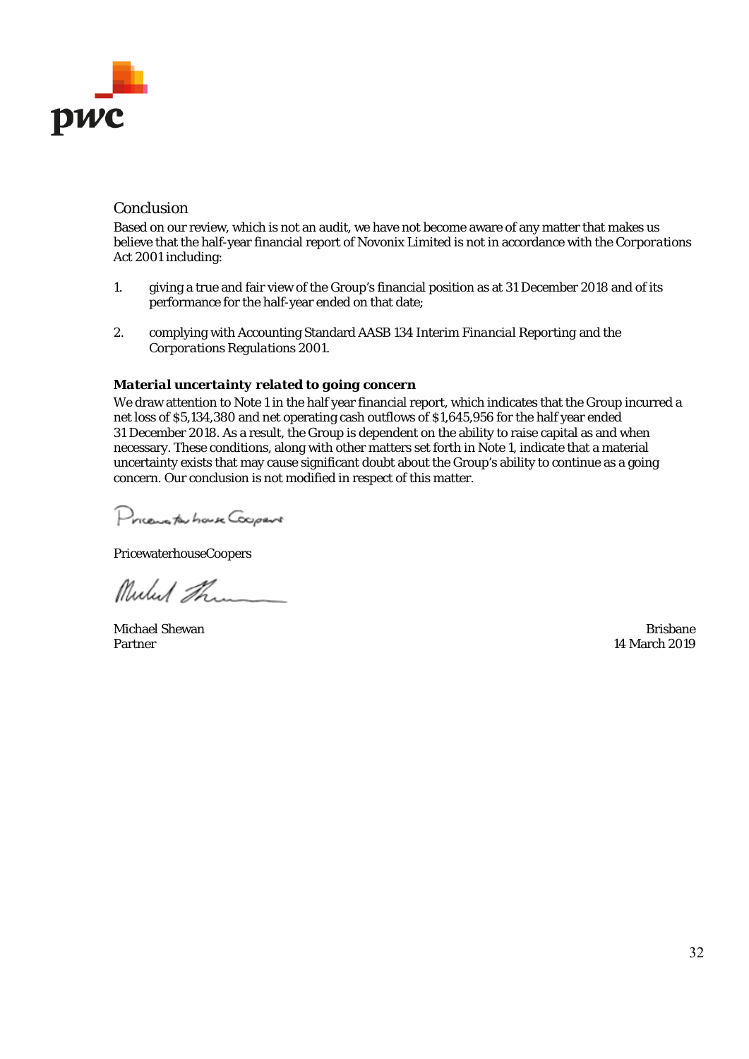## Conclusion

Based on our review, which is not an audit, we have not become aware of any matter that makes us believe that the half-year financial report of Novonix Limited is not in accordance with the *Corporations Act 2001* including:

1. giving a true and fair view of the Group's financial position as at 31 December 2018 and of its performance for the half-year ended on that date;

2. complying with Accounting Standard AASB 134 *Interim Financial Reporting* and the *Corporations Regulations 2001*.

***Material uncertainty related to going concern***

We draw attention to Note 1 in the half year financial report, which indicates that the Group incurred a net loss of $5,134,380 and net operating cash outflows of $1,645,956 for the half year ended 31 December 2018. As a result, the Group is dependent on the ability to raise capital as and when necessary. These conditions, along with other matters set forth in Note 1, indicate that a material uncertainty exists that may cause significant doubt about the Group's ability to continue as a going concern. Our conclusion is not modified in respect of this matter.

PricewaterhouseCoopers

Michael Shewan
Partner

Brisbane
14 March 2019